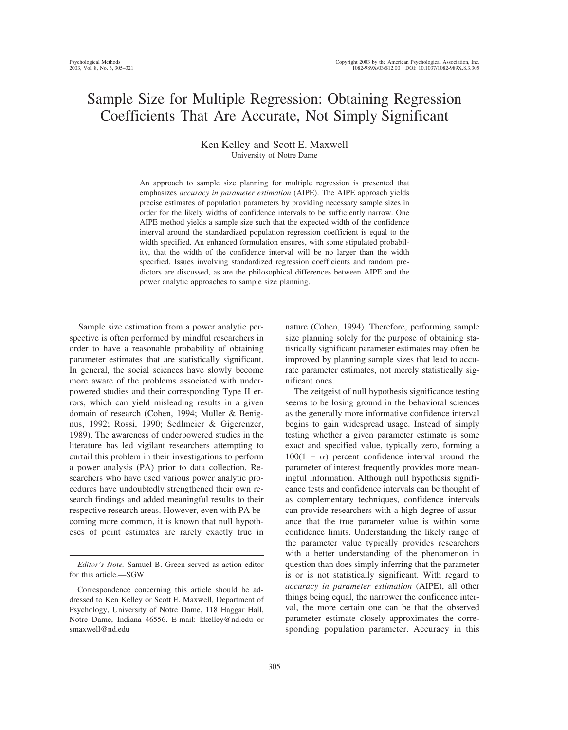# Sample Size for Multiple Regression: Obtaining Regression Coefficients That Are Accurate, Not Simply Significant

Ken Kelley and Scott E. Maxwell
University of Notre Dame

An approach to sample size planning for multiple regression is presented that emphasizes *accuracy in parameter estimation* (AIPE). The AIPE approach yields precise estimates of population parameters by providing necessary sample sizes in order for the likely widths of confidence intervals to be sufficiently narrow. One AIPE method yields a sample size such that the expected width of the confidence interval around the standardized population regression coefficient is equal to the width specified. An enhanced formulation ensures, with some stipulated probability, that the width of the confidence interval will be no larger than the width specified. Issues involving standardized regression coefficients and random predictors are discussed, as are the philosophical differences between AIPE and the power analytic approaches to sample size planning.

Sample size estimation from a power analytic perspective is often performed by mindful researchers in order to have a reasonable probability of obtaining parameter estimates that are statistically significant. In general, the social sciences have slowly become more aware of the problems associated with underpowered studies and their corresponding Type II errors, which can yield misleading results in a given domain of research (Cohen, 1994; Muller & Benignus, 1992; Rossi, 1990; Sedlmeier & Gigerenzer, 1989). The awareness of underpowered studies in the literature has led vigilant researchers attempting to curtail this problem in their investigations to perform a power analysis (PA) prior to data collection. Researchers who have used various power analytic procedures have undoubtedly strengthened their own research findings and added meaningful results to their respective research areas. However, even with PA becoming more common, it is known that null hypotheses of point estimates are rarely exactly true in nature (Cohen, 1994). Therefore, performing sample size planning solely for the purpose of obtaining statistically significant parameter estimates may often be improved by planning sample sizes that lead to accurate parameter estimates, not merely statistically significant ones.

The zeitgeist of null hypothesis significance testing seems to be losing ground in the behavioral sciences as the generally more informative confidence interval begins to gain widespread usage. Instead of simply testing whether a given parameter estimate is some exact and specified value, typically zero, forming a $100(1 - \alpha)$ percent confidence interval around the parameter of interest frequently provides more meaningful information. Although null hypothesis significance tests and confidence intervals can be thought of as complementary techniques, confidence intervals can provide researchers with a high degree of assurance that the true parameter value is within some confidence limits. Understanding the likely range of the parameter value typically provides researchers with a better understanding of the phenomenon in question than does simply inferring that the parameter is or is not statistically significant. With regard to *accuracy in parameter estimation* (AIPE), all other things being equal, the narrower the confidence interval, the more certain one can be that the observed parameter estimate closely approximates the corresponding population parameter. Accuracy in this

*Editor's Note.* Samuel B. Green served as action editor for this article.—SGW

Correspondence concerning this article should be addressed to Ken Kelley or Scott E. Maxwell, Department of Psychology, University of Notre Dame, 118 Haggar Hall, Notre Dame, Indiana 46556. E-mail: kkelley@nd.edu or smaxwell@nd.edu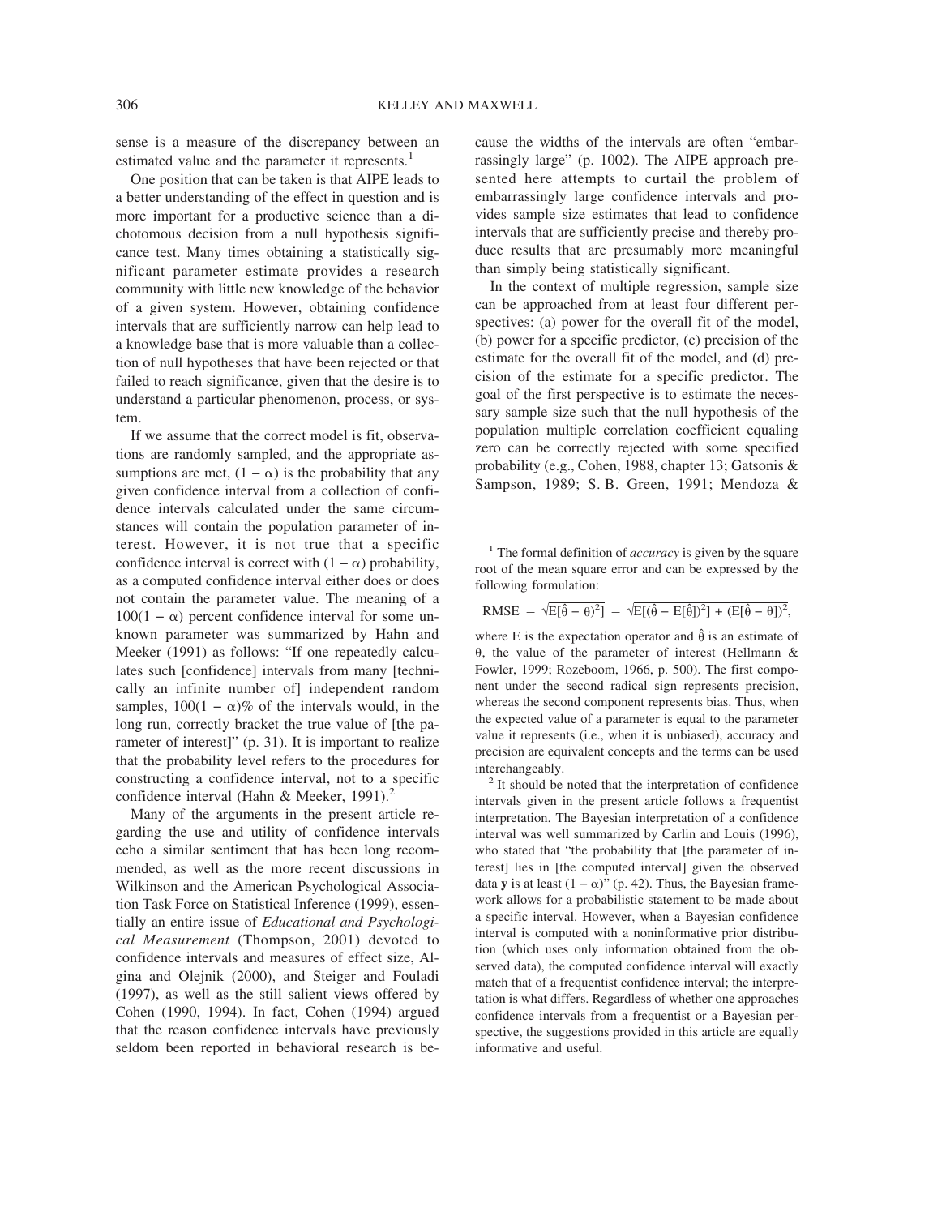sense is a measure of the discrepancy between an estimated value and the parameter it represents.[1]

One position that can be taken is that AIPE leads to a better understanding of the effect in question and is more important for a productive science than a dichotomous decision from a null hypothesis significance test. Many times obtaining a statistically significant parameter estimate provides a research community with little new knowledge of the behavior of a given system. However, obtaining confidence intervals that are sufficiently narrow can help lead to a knowledge base that is more valuable than a collection of null hypotheses that have been rejected or that failed to reach significance, given that the desire is to understand a particular phenomenon, process, or system.

If we assume that the correct model is fit, observations are randomly sampled, and the appropriate assumptions are met, $(1 - \alpha)$ is the probability that any given confidence interval from a collection of confidence intervals calculated under the same circumstances will contain the population parameter of interest. However, it is not true that a specific confidence interval is correct with $(1 - \alpha)$ probability, as a computed confidence interval either does or does not contain the parameter value. The meaning of a $100(1 - \alpha)$ percent confidence interval for some unknown parameter was summarized by Hahn and Meeker (1991) as follows: "If one repeatedly calculates such [confidence] intervals from many [technically an infinite number of] independent random samples, $100(1 - \alpha)\%$ of the intervals would, in the long run, correctly bracket the true value of [the parameter of interest]" (p. 31). It is important to realize that the probability level refers to the procedures for constructing a confidence interval, not to a specific confidence interval (Hahn & Meeker, 1991).[2]

Many of the arguments in the present article regarding the use and utility of confidence intervals echo a similar sentiment that has been long recommended, as well as the more recent discussions in Wilkinson and the American Psychological Association Task Force on Statistical Inference (1999), essentially an entire issue of *Educational and Psychological Measurement* (Thompson, 2001) devoted to confidence intervals and measures of effect size, Algina and Olejnik (2000), and Steiger and Fouladi (1997), as well as the still salient views offered by Cohen (1990, 1994). In fact, Cohen (1994) argued that the reason confidence intervals have previously seldom been reported in behavioral research is because the widths of the intervals are often "embarrassingly large" (p. 1002). The AIPE approach presented here attempts to curtail the problem of embarrassingly large confidence intervals and provides sample size estimates that lead to confidence intervals that are sufficiently precise and thereby produce results that are presumably more meaningful than simply being statistically significant.

In the context of multiple regression, sample size can be approached from at least four different perspectives: (a) power for the overall fit of the model, (b) power for a specific predictor, (c) precision of the estimate for the overall fit of the model, and (d) precision of the estimate for a specific predictor. The goal of the first perspective is to estimate the necessary sample size such that the null hypothesis of the population multiple correlation coefficient equaling zero can be correctly rejected with some specified probability (e.g., Cohen, 1988, chapter 13; Gatsonis & Sampson, 1989; S. B. Green, 1991; Mendoza &

---

[1] The formal definition of *accuracy* is given by the square root of the mean square error and can be expressed by the following formulation:

$$\text{RMSE} = \sqrt{\text{E}[\hat{\theta} - \theta)^2]} = \sqrt{\text{E}[(\hat{\theta} - \text{E}[\hat{\theta}])^2] + (\text{E}[\hat{\theta} - \theta])^2},$$

where E is the expectation operator and $\hat{\theta}$ is an estimate of $\theta$, the value of the parameter of interest (Hellmann & Fowler, 1999; Rozeboom, 1966, p. 500). The first component under the second radical sign represents precision, whereas the second component represents bias. Thus, when the expected value of a parameter is equal to the parameter value it represents (i.e., when it is unbiased), accuracy and precision are equivalent concepts and the terms can be used interchangeably.

[2] It should be noted that the interpretation of confidence intervals given in the present article follows a frequentist interpretation. The Bayesian interpretation of a confidence interval was well summarized by Carlin and Louis (1996), who stated that "the probability that [the parameter of interest] lies in [the computed interval] given the observed data **y** is at least $(1 - \alpha)$" (p. 42). Thus, the Bayesian framework allows for a probabilistic statement to be made about a specific interval. However, when a Bayesian confidence interval is computed with a noninformative prior distribution (which uses only information obtained from the observed data), the computed confidence interval will exactly match that of a frequentist confidence interval; the interpretation is what differs. Regardless of whether one approaches confidence intervals from a frequentist or a Bayesian perspective, the suggestions provided in this article are equally informative and useful.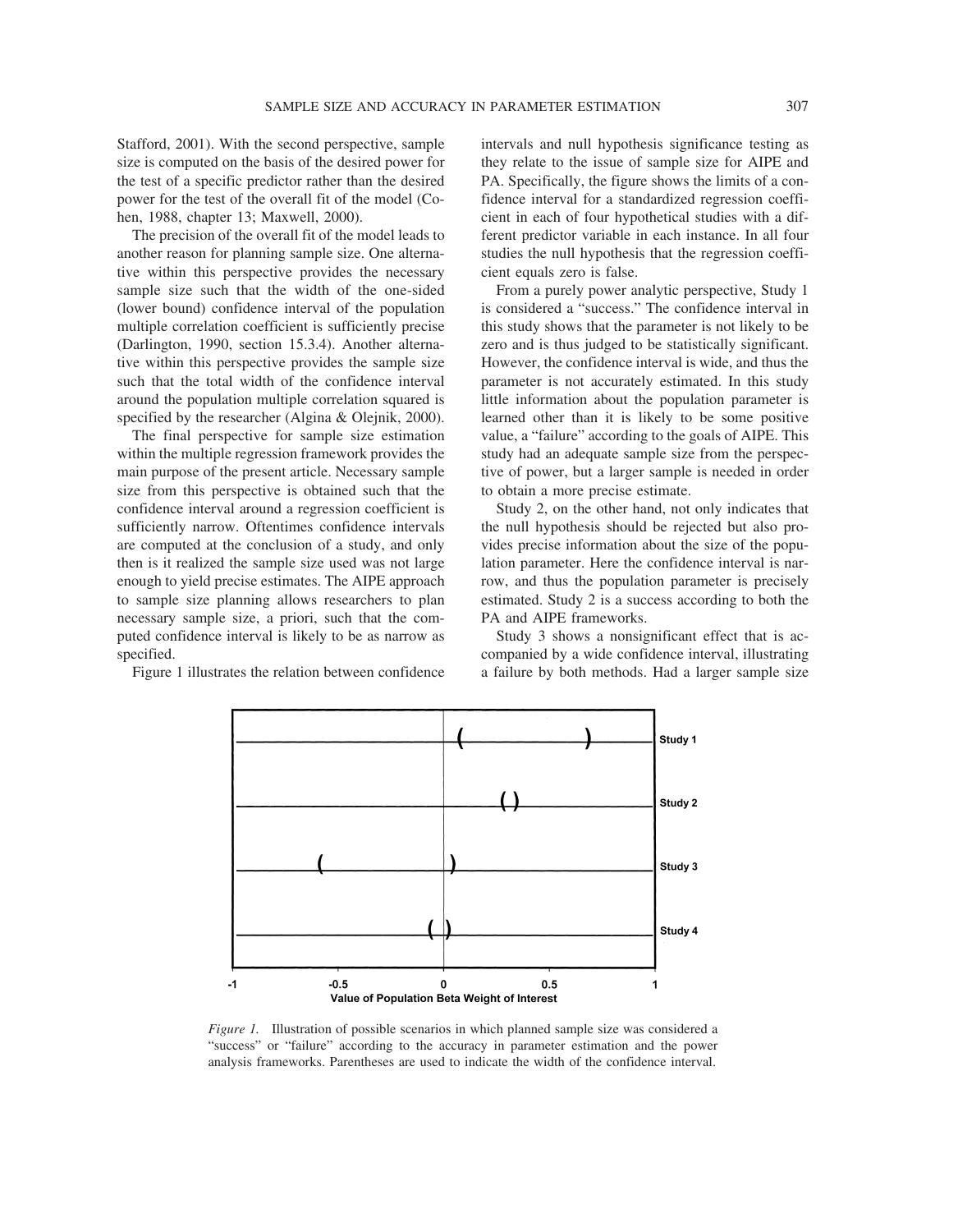Stafford, 2001). With the second perspective, sample size is computed on the basis of the desired power for the test of a specific predictor rather than the desired power for the test of the overall fit of the model (Cohen, 1988, chapter 13; Maxwell, 2000).

The precision of the overall fit of the model leads to another reason for planning sample size. One alternative within this perspective provides the necessary sample size such that the width of the one-sided (lower bound) confidence interval of the population multiple correlation coefficient is sufficiently precise (Darlington, 1990, section 15.3.4). Another alternative within this perspective provides the sample size such that the total width of the confidence interval around the population multiple correlation squared is specified by the researcher (Algina & Olejnik, 2000).

The final perspective for sample size estimation within the multiple regression framework provides the main purpose of the present article. Necessary sample size from this perspective is obtained such that the confidence interval around a regression coefficient is sufficiently narrow. Oftentimes confidence intervals are computed at the conclusion of a study, and only then is it realized the sample size used was not large enough to yield precise estimates. The AIPE approach to sample size planning allows researchers to plan necessary sample size, a priori, such that the computed confidence interval is likely to be as narrow as specified.

Figure 1 illustrates the relation between confidence intervals and null hypothesis significance testing as they relate to the issue of sample size for AIPE and PA. Specifically, the figure shows the limits of a confidence interval for a standardized regression coefficient in each of four hypothetical studies with a different predictor variable in each instance. In all four studies the null hypothesis that the regression coefficient equals zero is false.

From a purely power analytic perspective, Study 1 is considered a "success." The confidence interval in this study shows that the parameter is not likely to be zero and is thus judged to be statistically significant. However, the confidence interval is wide, and thus the parameter is not accurately estimated. In this study little information about the population parameter is learned other than it is likely to be some positive value, a "failure" according to the goals of AIPE. This study had an adequate sample size from the perspective of power, but a larger sample is needed in order to obtain a more precise estimate.

Study 2, on the other hand, not only indicates that the null hypothesis should be rejected but also provides precise information about the size of the population parameter. Here the confidence interval is narrow, and thus the population parameter is precisely estimated. Study 2 is a success according to both the PA and AIPE frameworks.

Study 3 shows a nonsignificant effect that is accompanied by a wide confidence interval, illustrating a failure by both methods. Had a larger sample size

*Figure 1.* Illustration of possible scenarios in which planned sample size was considered a "success" or "failure" according to the accuracy in parameter estimation and the power analysis frameworks. Parentheses are used to indicate the width of the confidence interval.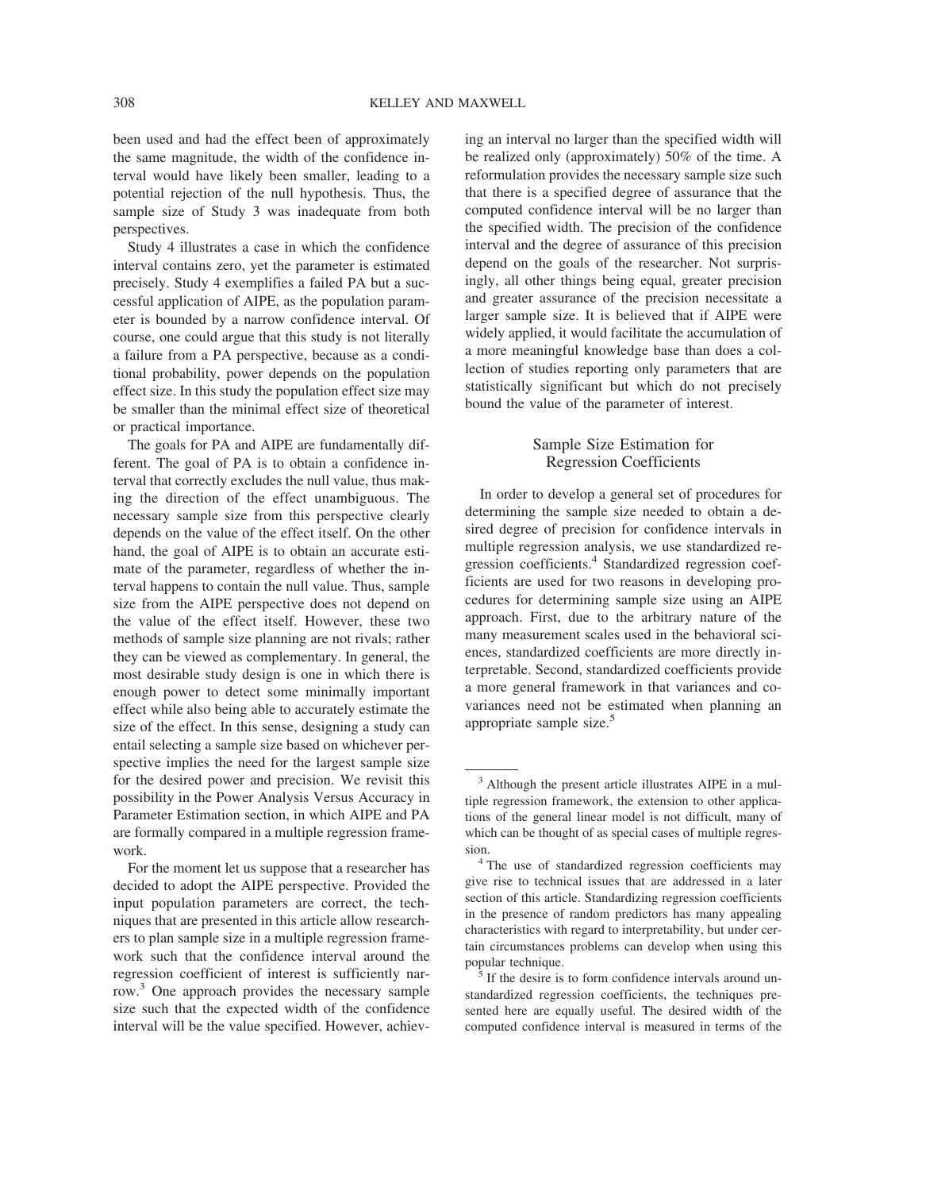been used and had the effect been of approximately the same magnitude, the width of the confidence interval would have likely been smaller, leading to a potential rejection of the null hypothesis. Thus, the sample size of Study 3 was inadequate from both perspectives.

Study 4 illustrates a case in which the confidence interval contains zero, yet the parameter is estimated precisely. Study 4 exemplifies a failed PA but a successful application of AIPE, as the population parameter is bounded by a narrow confidence interval. Of course, one could argue that this study is not literally a failure from a PA perspective, because as a conditional probability, power depends on the population effect size. In this study the population effect size may be smaller than the minimal effect size of theoretical or practical importance.

The goals for PA and AIPE are fundamentally different. The goal of PA is to obtain a confidence interval that correctly excludes the null value, thus making the direction of the effect unambiguous. The necessary sample size from this perspective clearly depends on the value of the effect itself. On the other hand, the goal of AIPE is to obtain an accurate estimate of the parameter, regardless of whether the interval happens to contain the null value. Thus, sample size from the AIPE perspective does not depend on the value of the effect itself. However, these two methods of sample size planning are not rivals; rather they can be viewed as complementary. In general, the most desirable study design is one in which there is enough power to detect some minimally important effect while also being able to accurately estimate the size of the effect. In this sense, designing a study can entail selecting a sample size based on whichever perspective implies the need for the largest sample size for the desired power and precision. We revisit this possibility in the Power Analysis Versus Accuracy in Parameter Estimation section, in which AIPE and PA are formally compared in a multiple regression framework.

For the moment let us suppose that a researcher has decided to adopt the AIPE perspective. Provided the input population parameters are correct, the techniques that are presented in this article allow researchers to plan sample size in a multiple regression framework such that the confidence interval around the regression coefficient of interest is sufficiently narrow.[3] One approach provides the necessary sample size such that the expected width of the confidence interval will be the value specified. However, achieving an interval no larger than the specified width will be realized only (approximately) 50% of the time. A reformulation provides the necessary sample size such that there is a specified degree of assurance that the computed confidence interval will be no larger than the specified width. The precision of the confidence interval and the degree of assurance of this precision depend on the goals of the researcher. Not surprisingly, all other things being equal, greater precision and greater assurance of the precision necessitate a larger sample size. It is believed that if AIPE were widely applied, it would facilitate the accumulation of a more meaningful knowledge base than does a collection of studies reporting only parameters that are statistically significant but which do not precisely bound the value of the parameter of interest.

## Sample Size Estimation for Regression Coefficients

In order to develop a general set of procedures for determining the sample size needed to obtain a desired degree of precision for confidence intervals in multiple regression analysis, we use standardized regression coefficients.[4] Standardized regression coefficients are used for two reasons in developing procedures for determining sample size using an AIPE approach. First, due to the arbitrary nature of the many measurement scales used in the behavioral sciences, standardized coefficients are more directly interpretable. Second, standardized coefficients provide a more general framework in that variances and covariances need not be estimated when planning an appropriate sample size.[5]

---

[3] Although the present article illustrates AIPE in a multiple regression framework, the extension to other applications of the general linear model is not difficult, many of which can be thought of as special cases of multiple regression.

[4] The use of standardized regression coefficients may give rise to technical issues that are addressed in a later section of this article. Standardizing regression coefficients in the presence of random predictors has many appealing characteristics with regard to interpretability, but under certain circumstances problems can develop when using this popular technique.

[5] If the desire is to form confidence intervals around unstandardized regression coefficients, the techniques presented here are equally useful. The desired width of the computed confidence interval is measured in terms of the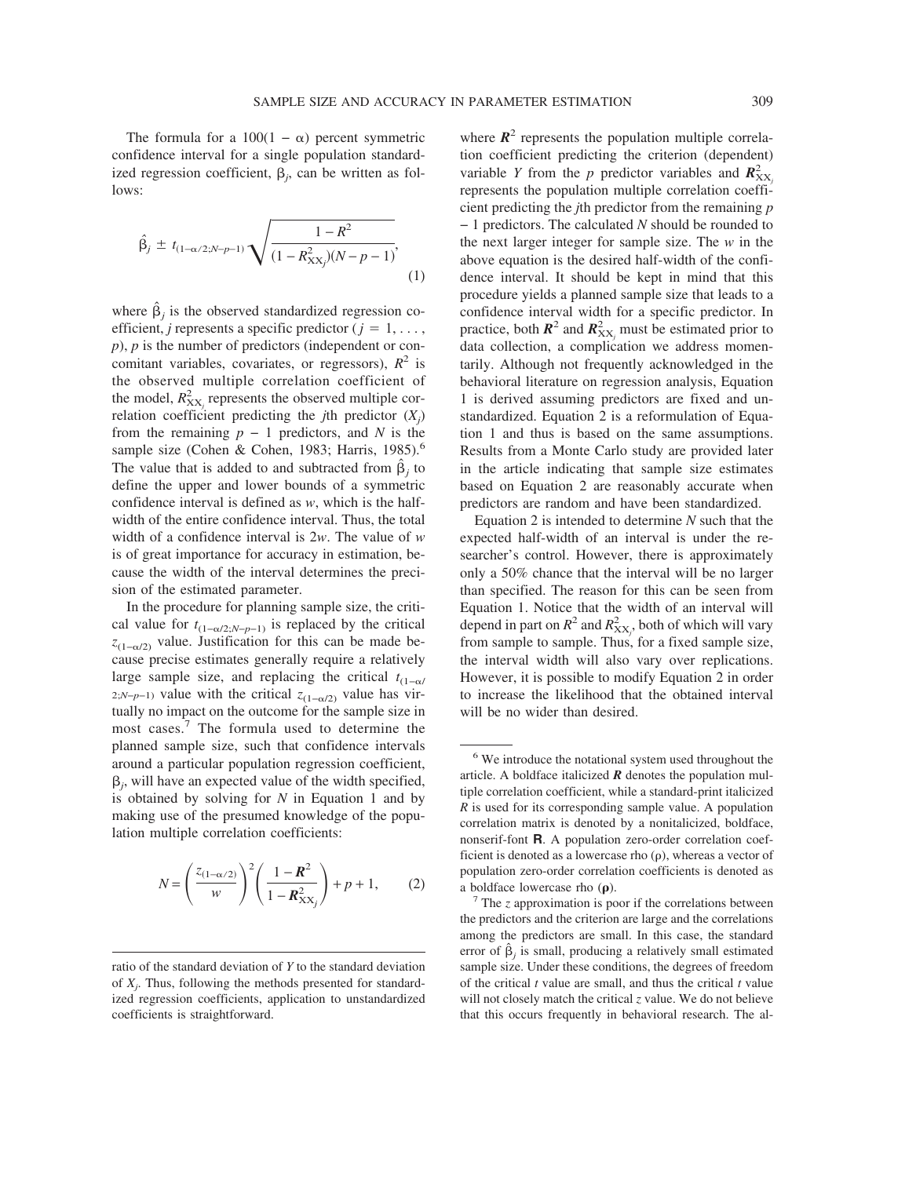The formula for a $100(1 - \alpha)$ percent symmetric confidence interval for a single population standardized regression coefficient, $\beta_j$, can be written as follows:

$$\hat{\beta}_j \pm t_{(1-\alpha/2;N-p-1)} \sqrt{\frac{1 - R^2}{(1 - R^2_{XX_j})(N - p - 1)}}, \tag{1}$$

where $\hat{\beta}_j$ is the observed standardized regression coefficient, $j$ represents a specific predictor ($j = 1, \ldots, p$), $p$ is the number of predictors (independent or concomitant variables, covariates, or regressors), $R^2$ is the observed multiple correlation coefficient of the model, $R^2_{XX_j}$ represents the observed multiple correlation coefficient predicting the $j$th predictor ($X_j$) from the remaining $p - 1$ predictors, and $N$ is the sample size (Cohen & Cohen, 1983; Harris, 1985).[6] The value that is added to and subtracted from $\hat{\beta}_j$ to define the upper and lower bounds of a symmetric confidence interval is defined as $w$, which is the half-width of the entire confidence interval. Thus, the total width of a confidence interval is $2w$. The value of $w$ is of great importance for accuracy in estimation, because the width of the interval determines the precision of the estimated parameter.

In the procedure for planning sample size, the critical value for $t_{(1-\alpha/2;N-p-1)}$ is replaced by the critical $z_{(1-\alpha/2)}$ value. Justification for this can be made because precise estimates generally require a relatively large sample size, and replacing the critical $t_{(1-\alpha/2;N-p-1)}$ value with the critical $z_{(1-\alpha/2)}$ value has virtually no impact on the outcome for the sample size in most cases.[7] The formula used to determine the planned sample size, such that confidence intervals around a particular population regression coefficient, $\beta_j$, will have an expected value of the width specified, is obtained by solving for $N$ in Equation 1 and by making use of the presumed knowledge of the population multiple correlation coefficients:

$$N = \left(\frac{z_{(1-\alpha/2)}}{w}\right)^2 \left(\frac{1 - \boldsymbol{R}^2}{1 - \boldsymbol{R}^2_{XX_j}}\right) + p + 1, \tag{2}$$

where $\boldsymbol{R}^2$ represents the population multiple correlation coefficient predicting the criterion (dependent) variable $Y$ from the $p$ predictor variables and $\boldsymbol{R}^2_{XX_j}$ represents the population multiple correlation coefficient predicting the $j$th predictor from the remaining $p - 1$ predictors. The calculated $N$ should be rounded to the next larger integer for sample size. The $w$ in the above equation is the desired half-width of the confidence interval. It should be kept in mind that this procedure yields a planned sample size that leads to a confidence interval width for a specific predictor. In practice, both $\boldsymbol{R}^2$ and $\boldsymbol{R}^2_{XX_j}$ must be estimated prior to data collection, a complication we address momentarily. Although not frequently acknowledged in the behavioral literature on regression analysis, Equation 1 is derived assuming predictors are fixed and unstandardized. Equation 2 is a reformulation of Equation 1 and thus is based on the same assumptions. Results from a Monte Carlo study are provided later in the article indicating that sample size estimates based on Equation 2 are reasonably accurate when predictors are random and have been standardized.

Equation 2 is intended to determine $N$ such that the expected half-width of an interval is under the researcher's control. However, there is approximately only a 50% chance that the interval will be no larger than specified. The reason for this can be seen from Equation 1. Notice that the width of an interval will depend in part on $R^2$ and $R^2_{XX_j}$, both of which will vary from sample to sample. Thus, for a fixed sample size, the interval width will also vary over replications. However, it is possible to modify Equation 2 in order to increase the likelihood that the obtained interval will be no wider than desired.

---

ratio of the standard deviation of $Y$ to the standard deviation of $X_j$. Thus, following the methods presented for standardized regression coefficients, application to unstandardized coefficients is straightforward.

[6] We introduce the notational system used throughout the article. A boldface italicized $\boldsymbol{R}$ denotes the population multiple correlation coefficient, while a standard-print italicized $R$ is used for its corresponding sample value. A population correlation matrix is denoted by a nonitalicized, boldface, nonserif-font **R**. A population zero-order correlation coefficient is denoted as a lowercase rho ($\rho$), whereas a vector of population zero-order correlation coefficients is denoted as a boldface lowercase rho ($\boldsymbol{\rho}$).

[7] The $z$ approximation is poor if the correlations between the predictors and the criterion are large and the correlations among the predictors are small. In this case, the standard error of $\hat{\beta}_j$ is small, producing a relatively small estimated sample size. Under these conditions, the degrees of freedom of the critical $t$ value are small, and thus the critical $t$ value will not closely match the critical $z$ value. We do not believe that this occurs frequently in behavioral research. The al-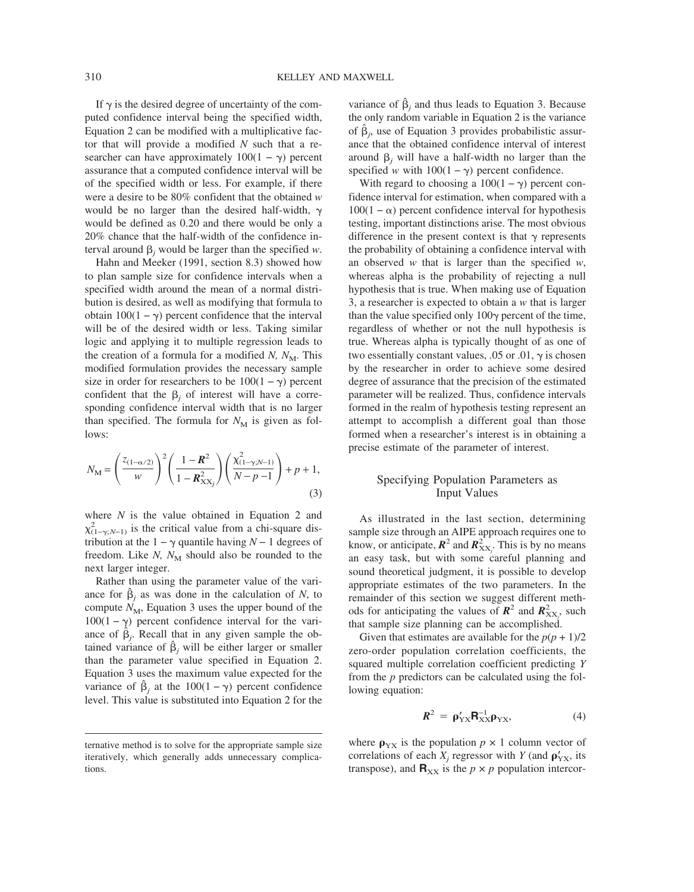If $\gamma$ is the desired degree of uncertainty of the computed confidence interval being the specified width, Equation 2 can be modified with a multiplicative factor that will provide a modified $N$ such that a researcher can have approximately $100(1 - \gamma)$ percent assurance that a computed confidence interval will be of the specified width or less. For example, if there were a desire to be 80% confident that the obtained $w$ would be no larger than the desired half-width, $\gamma$ would be defined as 0.20 and there would be only a 20% chance that the half-width of the confidence interval around $\beta_j$ would be larger than the specified $w$.

Hahn and Meeker (1991, section 8.3) showed how to plan sample size for confidence intervals when a specified width around the mean of a normal distribution is desired, as well as modifying that formula to obtain $100(1 - \gamma)$ percent confidence that the interval will be of the desired width or less. Taking similar logic and applying it to multiple regression leads to the creation of a formula for a modified $N$, $N_{\text{M}}$. This modified formulation provides the necessary sample size in order for researchers to be $100(1 - \gamma)$ percent confident that the $\beta_j$ of interest will have a corresponding confidence interval width that is no larger than specified. The formula for $N_{\text{M}}$ is given as follows:

$$N_{\text{M}} = \left(\frac{z_{(1-\alpha/2)}}{w}\right)^2 \left(\frac{1 - \boldsymbol{R}^2}{1 - \boldsymbol{R}^2_{\text{XX}_j}}\right) \left(\frac{\chi^2_{(1-\gamma;N-1)}}{N - p - 1}\right) + p + 1, \tag{3}$$

where $N$ is the value obtained in Equation 2 and $\chi^2_{(1-\gamma;N-1)}$ is the critical value from a chi-square distribution at the $1 - \gamma$ quantile having $N - 1$ degrees of freedom. Like $N$, $N_{\text{M}}$ should also be rounded to the next larger integer.

Rather than using the parameter value of the variance for $\hat{\beta}_j$ as was done in the calculation of $N$, to compute $N_{\text{M}}$, Equation 3 uses the upper bound of the $100(1 - \gamma)$ percent confidence interval for the variance of $\hat{\beta}_j$. Recall that in any given sample the obtained variance of $\hat{\beta}_j$ will be either larger or smaller than the parameter value specified in Equation 2. Equation 3 uses the maximum value expected for the variance of $\hat{\beta}_j$ at the $100(1 - \gamma)$ percent confidence level. This value is substituted into Equation 2 for the variance of $\hat{\beta}_j$ and thus leads to Equation 3. Because the only random variable in Equation 2 is the variance of $\hat{\beta}_j$, use of Equation 3 provides probabilistic assurance that the obtained confidence interval of interest around $\beta_j$ will have a half-width no larger than the specified $w$ with $100(1 - \gamma)$ percent confidence.

With regard to choosing a $100(1 - \gamma)$ percent confidence interval for estimation, when compared with a $100(1 - \alpha)$ percent confidence interval for hypothesis testing, important distinctions arise. The most obvious difference in the present context is that $\gamma$ represents the probability of obtaining a confidence interval with an observed $w$ that is larger than the specified $w$, whereas alpha is the probability of rejecting a null hypothesis that is true. When making use of Equation 3, a researcher is expected to obtain a $w$ that is larger than the value specified only $100\gamma$ percent of the time, regardless of whether or not the null hypothesis is true. Whereas alpha is typically thought of as one of two essentially constant values, .05 or .01, $\gamma$ is chosen by the researcher in order to achieve some desired degree of assurance that the precision of the estimated parameter will be realized. Thus, confidence intervals formed in the realm of hypothesis testing represent an attempt to accomplish a different goal than those formed when a researcher's interest is in obtaining a precise estimate of the parameter of interest.

## Specifying Population Parameters as Input Values

As illustrated in the last section, determining sample size through an AIPE approach requires one to know, or anticipate, $\boldsymbol{R}^2$ and $\boldsymbol{R}^2_{\text{XX}_j}$. This is by no means an easy task, but with some careful planning and sound theoretical judgment, it is possible to develop appropriate estimates of the two parameters. In the remainder of this section we suggest different methods for anticipating the values of $\boldsymbol{R}^2$ and $\boldsymbol{R}^2_{\text{XX}_j}$ such that sample size planning can be accomplished.

Given that estimates are available for the $p(p + 1)/2$ zero-order population correlation coefficients, the squared multiple correlation coefficient predicting $Y$ from the $p$ predictors can be calculated using the following equation:

$$\boldsymbol{R}^2 = \boldsymbol{\rho}'_{\text{YX}} \mathbf{R}^{-1}_{\text{XX}} \boldsymbol{\rho}_{\text{YX}}, \tag{4}$$

where $\boldsymbol{\rho}_{\text{YX}}$ is the population $p \times 1$ column vector of correlations of each $X_j$ regressor with $Y$ (and $\boldsymbol{\rho}'_{\text{YX}}$, its transpose), and $\mathbf{R}_{\text{XX}}$ is the $p \times p$ population intercor-

ternative method is to solve for the appropriate sample size iteratively, which generally adds unnecessary complications.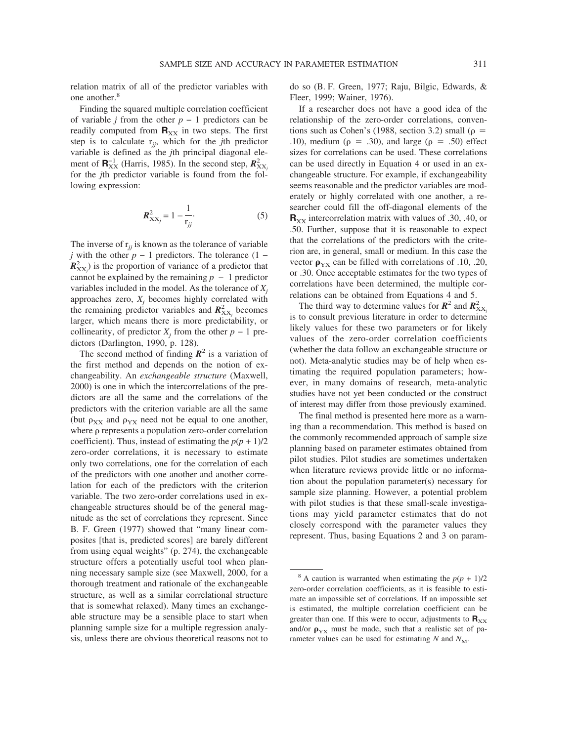relation matrix of all of the predictor variables with one another.[8]

Finding the squared multiple correlation coefficient of variable $j$ from the other $p - 1$ predictors can be readily computed from $\mathbf{R}_{XX}$ in two steps. The first step is to calculate $r_{jj}$, which for the $j$th predictor variable is defined as the $j$th principal diagonal element of $\mathbf{R}_{XX}^{-1}$ (Harris, 1985). In the second step, $R^2_{XX_j}$ for the $j$th predictor variable is found from the following expression:

$$R^2_{XX_j} = 1 - \frac{1}{r_{jj}}. \tag{5}$$

The inverse of $r_{jj}$ is known as the tolerance of variable $j$ with the other $p - 1$ predictors. The tolerance ($1 - R^2_{XX_j}$) is the proportion of variance of a predictor that cannot be explained by the remaining $p - 1$ predictor variables included in the model. As the tolerance of $X_j$ approaches zero, $X_j$ becomes highly correlated with the remaining predictor variables and $R^2_{XX_j}$ becomes larger, which means there is more predictability, or collinearity, of predictor $X_j$ from the other $p - 1$ predictors (Darlington, 1990, p. 128).

The second method of finding $R^2$ is a variation of the first method and depends on the notion of exchangeability. An *exchangeable structure* (Maxwell, 2000) is one in which the intercorrelations of the predictors are all the same and the correlations of the predictors with the criterion variable are all the same (but $\rho_{XX}$ and $\rho_{YX}$ need not be equal to one another, where $\rho$ represents a population zero-order correlation coefficient). Thus, instead of estimating the $p(p + 1)/2$ zero-order correlations, it is necessary to estimate only two correlations, one for the correlation of each of the predictors with one another and another correlation for each of the predictors with the criterion variable. The two zero-order correlations used in exchangeable structures should be of the general magnitude as the set of correlations they represent. Since B. F. Green (1977) showed that "many linear composites [that is, predicted scores] are barely different from using equal weights" (p. 274), the exchangeable structure offers a potentially useful tool when planning necessary sample size (see Maxwell, 2000, for a thorough treatment and rationale of the exchangeable structure, as well as a similar correlational structure that is somewhat relaxed). Many times an exchangeable structure may be a sensible place to start when planning sample size for a multiple regression analysis, unless there are obvious theoretical reasons not to do so (B. F. Green, 1977; Raju, Bilgic, Edwards, & Fleer, 1999; Wainer, 1976).

If a researcher does not have a good idea of the relationship of the zero-order correlations, conventions such as Cohen's (1988, section 3.2) small ($\rho$ = .10), medium ($\rho$ = .30), and large ($\rho$ = .50) effect sizes for correlations can be used. These correlations can be used directly in Equation 4 or used in an exchangeable structure. For example, if exchangeability seems reasonable and the predictor variables are moderately or highly correlated with one another, a researcher could fill the off-diagonal elements of the $\mathbf{R}_{XX}$ intercorrelation matrix with values of .30, .40, or .50. Further, suppose that it is reasonable to expect that the correlations of the predictors with the criterion are, in general, small or medium. In this case the vector $\boldsymbol{\rho}_{YX}$ can be filled with correlations of .10, .20, or .30. Once acceptable estimates for the two types of correlations have been determined, the multiple correlations can be obtained from Equations 4 and 5.

The third way to determine values for $R^2$ and $R^2_{XX_j}$ is to consult previous literature in order to determine likely values for these two parameters or for likely values of the zero-order correlation coefficients (whether the data follow an exchangeable structure or not). Meta-analytic studies may be of help when estimating the required population parameters; however, in many domains of research, meta-analytic studies have not yet been conducted or the construct of interest may differ from those previously examined.

The final method is presented here more as a warning than a recommendation. This method is based on the commonly recommended approach of sample size planning based on parameter estimates obtained from pilot studies. Pilot studies are sometimes undertaken when literature reviews provide little or no information about the population parameter(s) necessary for sample size planning. However, a potential problem with pilot studies is that these small-scale investigations may yield parameter estimates that do not closely correspond with the parameter values they represent. Thus, basing Equations 2 and 3 on param-

[8] A caution is warranted when estimating the $p(p + 1)/2$ zero-order correlation coefficients, as it is feasible to estimate an impossible set of correlations. If an impossible set is estimated, the multiple correlation coefficient can be greater than one. If this were to occur, adjustments to $\mathbf{R}_{XX}$ and/or $\boldsymbol{\rho}_{YX}$ must be made, such that a realistic set of parameter values can be used for estimating $N$ and $N_M$.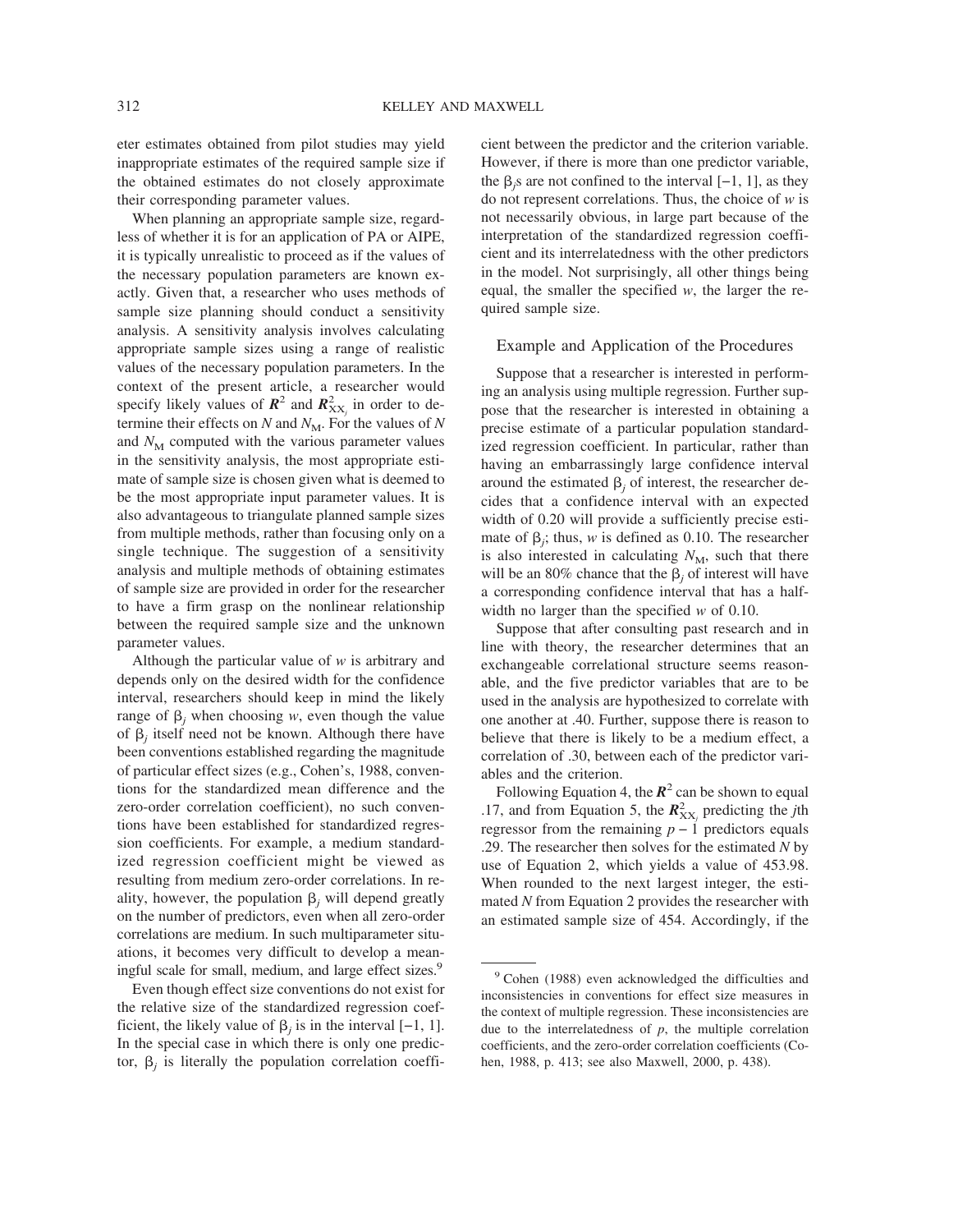eter estimates obtained from pilot studies may yield inappropriate estimates of the required sample size if the obtained estimates do not closely approximate their corresponding parameter values.

When planning an appropriate sample size, regardless of whether it is for an application of PA or AIPE, it is typically unrealistic to proceed as if the values of the necessary population parameters are known exactly. Given that, a researcher who uses methods of sample size planning should conduct a sensitivity analysis. A sensitivity analysis involves calculating appropriate sample sizes using a range of realistic values of the necessary population parameters. In the context of the present article, a researcher would specify likely values of $\boldsymbol{R}^2$ and $\boldsymbol{R}^2_{\mathrm{XX}_j}$ in order to determine their effects on $N$ and $N_{\mathrm{M}}$. For the values of $N$ and $N_{\mathrm{M}}$ computed with the various parameter values in the sensitivity analysis, the most appropriate estimate of sample size is chosen given what is deemed to be the most appropriate input parameter values. It is also advantageous to triangulate planned sample sizes from multiple methods, rather than focusing only on a single technique. The suggestion of a sensitivity analysis and multiple methods of obtaining estimates of sample size are provided in order for the researcher to have a firm grasp on the nonlinear relationship between the required sample size and the unknown parameter values.

Although the particular value of $w$ is arbitrary and depends only on the desired width for the confidence interval, researchers should keep in mind the likely range of $\beta_j$ when choosing $w$, even though the value of $\beta_j$ itself need not be known. Although there have been conventions established regarding the magnitude of particular effect sizes (e.g., Cohen's, 1988, conventions for the standardized mean difference and the zero-order correlation coefficient), no such conventions have been established for standardized regression coefficients. For example, a medium standardized regression coefficient might be viewed as resulting from medium zero-order correlations. In reality, however, the population $\beta_j$ will depend greatly on the number of predictors, even when all zero-order correlations are medium. In such multiparameter situations, it becomes very difficult to develop a meaningful scale for small, medium, and large effect sizes.[9]

Even though effect size conventions do not exist for the relative size of the standardized regression coefficient, the likely value of $\beta_j$ is in the interval $[-1, 1]$. In the special case in which there is only one predictor, $\beta_j$ is literally the population correlation coefficient between the predictor and the criterion variable. However, if there is more than one predictor variable, the $\beta_j$s are not confined to the interval $[-1, 1]$, as they do not represent correlations. Thus, the choice of $w$ is not necessarily obvious, in large part because of the interpretation of the standardized regression coefficient and its interrelatedness with the other predictors in the model. Not surprisingly, all other things being equal, the smaller the specified $w$, the larger the required sample size.

## Example and Application of the Procedures

Suppose that a researcher is interested in performing an analysis using multiple regression. Further suppose that the researcher is interested in obtaining a precise estimate of a particular population standardized regression coefficient. In particular, rather than having an embarrassingly large confidence interval around the estimated $\beta_j$ of interest, the researcher decides that a confidence interval with an expected width of 0.20 will provide a sufficiently precise estimate of $\beta_j$; thus, $w$ is defined as 0.10. The researcher is also interested in calculating $N_{\mathrm{M}}$, such that there will be an 80% chance that the $\beta_j$ of interest will have a corresponding confidence interval that has a half-width no larger than the specified $w$ of 0.10.

Suppose that after consulting past research and in line with theory, the researcher determines that an exchangeable correlational structure seems reasonable, and the five predictor variables that are to be used in the analysis are hypothesized to correlate with one another at .40. Further, suppose there is reason to believe that there is likely to be a medium effect, a correlation of .30, between each of the predictor variables and the criterion.

Following Equation 4, the $\boldsymbol{R}^2$ can be shown to equal .17, and from Equation 5, the $\boldsymbol{R}^2_{\mathrm{XX}_j}$ predicting the $j$th regressor from the remaining $p - 1$ predictors equals .29. The researcher then solves for the estimated $N$ by use of Equation 2, which yields a value of 453.98. When rounded to the next largest integer, the estimated $N$ from Equation 2 provides the researcher with an estimated sample size of 454. Accordingly, if the

[9] Cohen (1988) even acknowledged the difficulties and inconsistencies in conventions for effect size measures in the context of multiple regression. These inconsistencies are due to the interrelatedness of $p$, the multiple correlation coefficients, and the zero-order correlation coefficients (Cohen, 1988, p. 413; see also Maxwell, 2000, p. 438).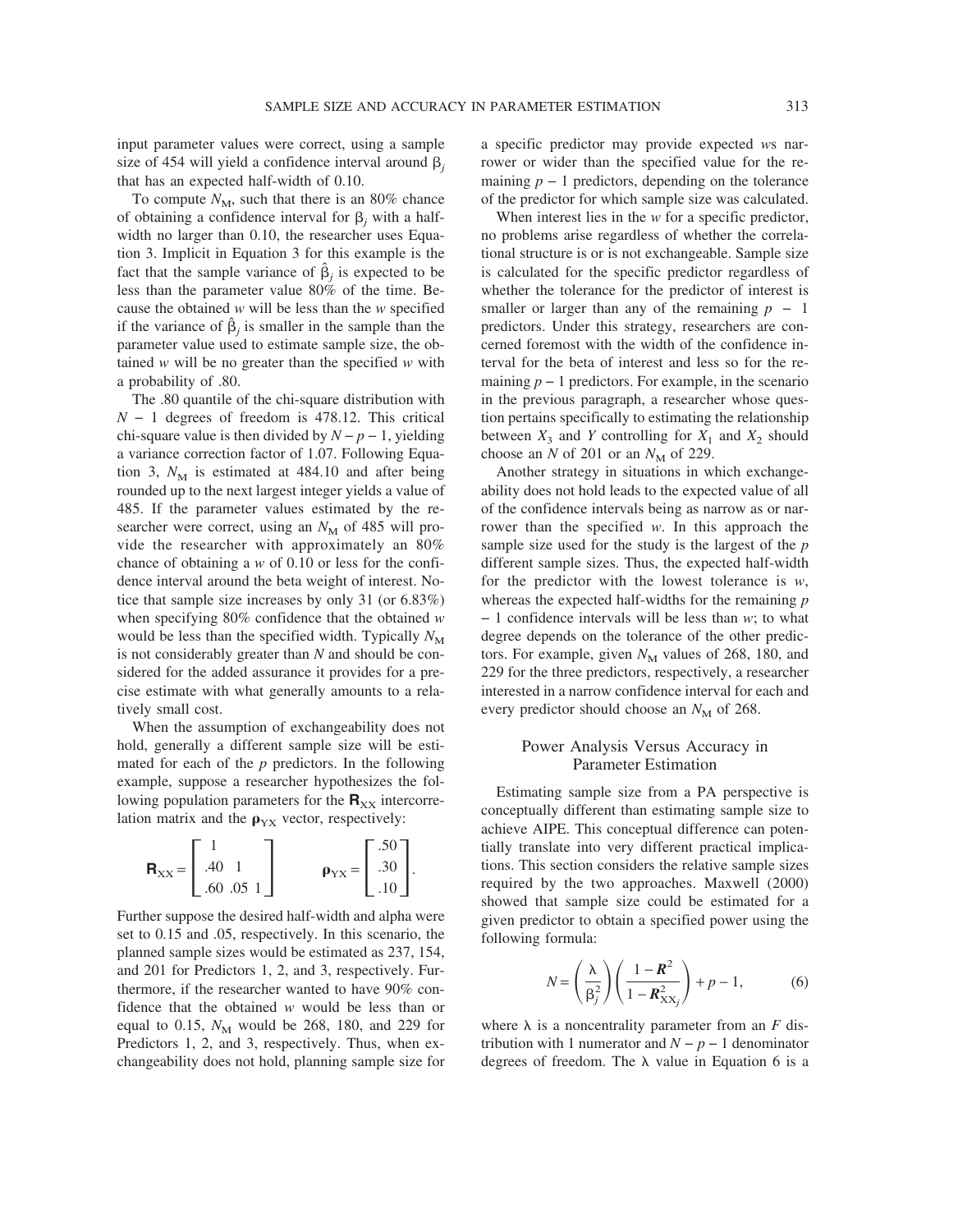input parameter values were correct, using a sample size of 454 will yield a confidence interval around $\beta_j$ that has an expected half-width of 0.10.

To compute $N_M$, such that there is an 80% chance of obtaining a confidence interval for $\beta_j$ with a half-width no larger than 0.10, the researcher uses Equation 3. Implicit in Equation 3 for this example is the fact that the sample variance of $\hat{\beta}_j$ is expected to be less than the parameter value 80% of the time. Because the obtained $w$ will be less than the $w$ specified if the variance of $\hat{\beta}_j$ is smaller in the sample than the parameter value used to estimate sample size, the obtained $w$ will be no greater than the specified $w$ with a probability of .80.

The .80 quantile of the chi-square distribution with $N - 1$ degrees of freedom is 478.12. This critical chi-square value is then divided by $N - p - 1$, yielding a variance correction factor of 1.07. Following Equation 3, $N_M$ is estimated at 484.10 and after being rounded up to the next largest integer yields a value of 485. If the parameter values estimated by the researcher were correct, using an $N_M$ of 485 will provide the researcher with approximately an 80% chance of obtaining a $w$ of 0.10 or less for the confidence interval around the beta weight of interest. Notice that sample size increases by only 31 (or 6.83%) when specifying 80% confidence that the obtained $w$ would be less than the specified width. Typically $N_M$ is not considerably greater than $N$ and should be considered for the added assurance it provides for a precise estimate with what generally amounts to a relatively small cost.

When the assumption of exchangeability does not hold, generally a different sample size will be estimated for each of the $p$ predictors. In the following example, suppose a researcher hypothesizes the following population parameters for the $\mathbf{R}_{XX}$ intercorrelation matrix and the $\boldsymbol{\rho}_{YX}$ vector, respectively:

$$\mathbf{R}_{XX} = \begin{bmatrix} 1 & & \\ .40 & 1 & \\ .60 & .05 & 1 \end{bmatrix} \qquad \boldsymbol{\rho}_{YX} = \begin{bmatrix} .50 \\ .30 \\ .10 \end{bmatrix}.$$

Further suppose the desired half-width and alpha were set to 0.15 and .05, respectively. In this scenario, the planned sample sizes would be estimated as 237, 154, and 201 for Predictors 1, 2, and 3, respectively. Furthermore, if the researcher wanted to have 90% confidence that the obtained $w$ would be less than or equal to 0.15, $N_M$ would be 268, 180, and 229 for Predictors 1, 2, and 3, respectively. Thus, when exchangeability does not hold, planning sample size for a specific predictor may provide expected $w$s narrower or wider than the specified value for the remaining $p - 1$ predictors, depending on the tolerance of the predictor for which sample size was calculated.

When interest lies in the $w$ for a specific predictor, no problems arise regardless of whether the correlational structure is or is not exchangeable. Sample size is calculated for the specific predictor regardless of whether the tolerance for the predictor of interest is smaller or larger than any of the remaining $p - 1$ predictors. Under this strategy, researchers are concerned foremost with the width of the confidence interval for the beta of interest and less so for the remaining $p - 1$ predictors. For example, in the scenario in the previous paragraph, a researcher whose question pertains specifically to estimating the relationship between $X_3$ and $Y$ controlling for $X_1$ and $X_2$ should choose an $N$ of 201 or an $N_M$ of 229.

Another strategy in situations in which exchangeability does not hold leads to the expected value of all of the confidence intervals being as narrow as or narrower than the specified $w$. In this approach the sample size used for the study is the largest of the $p$ different sample sizes. Thus, the expected half-width for the predictor with the lowest tolerance is $w$, whereas the expected half-widths for the remaining $p - 1$ confidence intervals will be less than $w$; to what degree depends on the tolerance of the other predictors. For example, given $N_M$ values of 268, 180, and 229 for the three predictors, respectively, a researcher interested in a narrow confidence interval for each and every predictor should choose an $N_M$ of 268.

## Power Analysis Versus Accuracy in Parameter Estimation

Estimating sample size from a PA perspective is conceptually different than estimating sample size to achieve AIPE. This conceptual difference can potentially translate into very different practical implications. This section considers the relative sample sizes required by the two approaches. Maxwell (2000) showed that sample size could be estimated for a given predictor to obtain a specified power using the following formula:

$$N = \left(\frac{\lambda}{\beta_j^2}\right)\left(\frac{1 - \boldsymbol{R}^2}{1 - \boldsymbol{R}^2_{XX_j}}\right) + p - 1, \tag{6}$$

where $\lambda$ is a noncentrality parameter from an $F$ distribution with 1 numerator and $N - p - 1$ denominator degrees of freedom. The $\lambda$ value in Equation 6 is a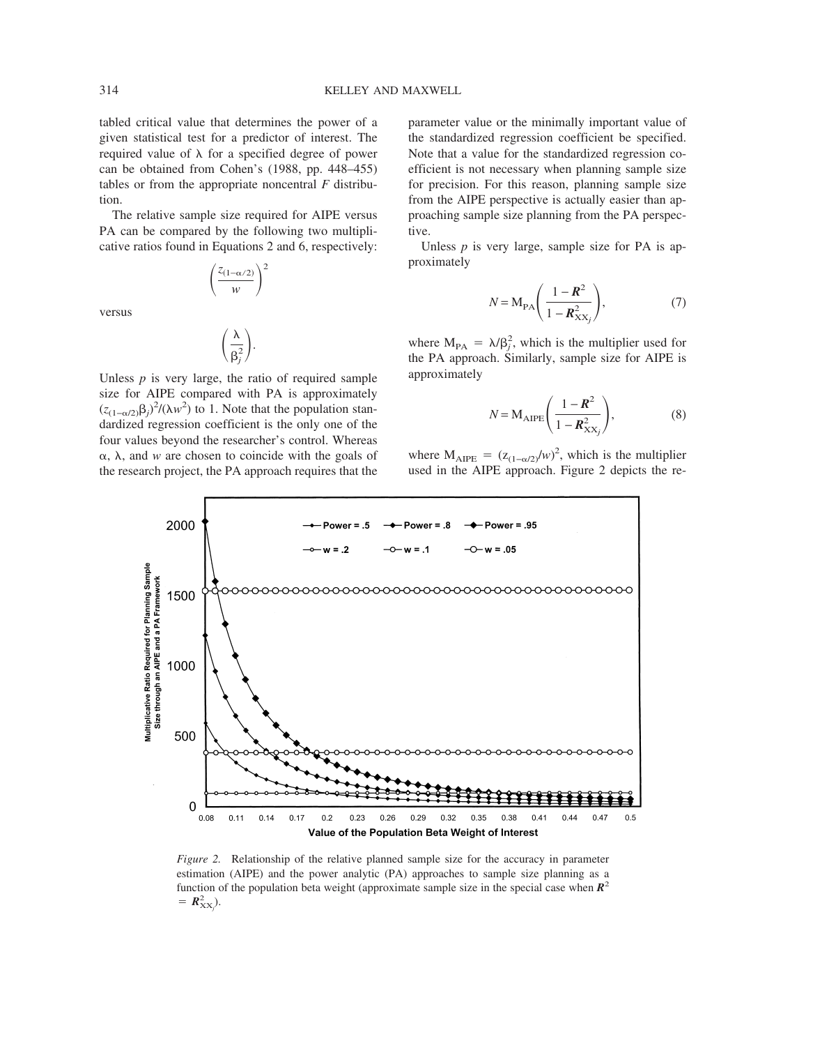tabled critical value that determines the power of a given statistical test for a predictor of interest. The required value of $\lambda$ for a specified degree of power can be obtained from Cohen's (1988, pp. 448–455) tables or from the appropriate noncentral $F$ distribution.

The relative sample size required for AIPE versus PA can be compared by the following two multiplicative ratios found in Equations 2 and 6, respectively:

$$\left(\frac{z_{(1-\alpha/2)}}{w}\right)^2$$

versus

$$\left(\frac{\lambda}{\beta_j^2}\right).$$

Unless $p$ is very large, the ratio of required sample size for AIPE compared with PA is approximately $(z_{(1-\alpha/2)}\beta_j)^2/(\lambda w^2)$ to 1. Note that the population standardized regression coefficient is the only one of the four values beyond the researcher's control. Whereas $\alpha$, $\lambda$, and $w$ are chosen to coincide with the goals of the research project, the PA approach requires that the parameter value or the minimally important value of the standardized regression coefficient be specified. Note that a value for the standardized regression coefficient is not necessary when planning sample size for precision. For this reason, planning sample size from the AIPE perspective is actually easier than approaching sample size planning from the PA perspective.

Unless $p$ is very large, sample size for PA is approximately

$$N = \mathrm{M}_{\mathrm{PA}}\left(\frac{1-\boldsymbol{R}^2}{1-\boldsymbol{R}^2_{\mathrm{XX}_j}}\right), \tag{7}$$

where $\mathrm{M}_{\mathrm{PA}} = \lambda/\beta_j^2$, which is the multiplier used for the PA approach. Similarly, sample size for AIPE is approximately

$$N = \mathrm{M}_{\mathrm{AIPE}}\left(\frac{1-\boldsymbol{R}^2}{1-\boldsymbol{R}^2_{\mathrm{XX}_j}}\right), \tag{8}$$

where $\mathrm{M}_{\mathrm{AIPE}} = (z_{(1-\alpha/2)}/w)^2$, which is the multiplier used in the AIPE approach. Figure 2 depicts the re-

*Figure 2.* Relationship of the relative planned sample size for the accuracy in parameter estimation (AIPE) and the power analytic (PA) approaches to sample size planning as a function of the population beta weight (approximate sample size in the special case when $\boldsymbol{R}^2 = \boldsymbol{R}^2_{\mathrm{XX}_j}$).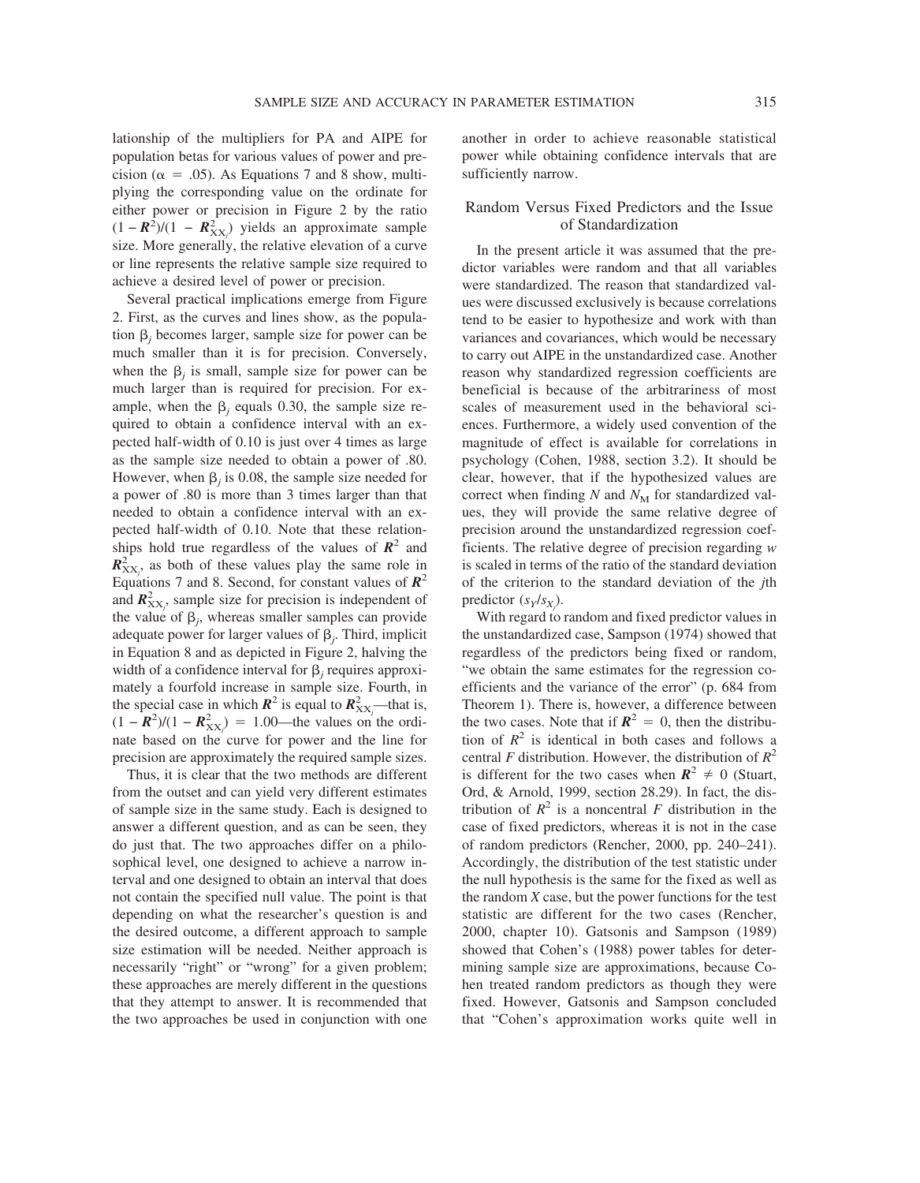lationship of the multipliers for PA and AIPE for population betas for various values of power and precision ($\alpha = .05$). As Equations 7 and 8 show, multiplying the corresponding value on the ordinate for either power or precision in Figure 2 by the ratio $(1 - \boldsymbol{R}^2)/(1 - \boldsymbol{R}^2_{XX_j})$ yields an approximate sample size. More generally, the relative elevation of a curve or line represents the relative sample size required to achieve a desired level of power or precision.

Several practical implications emerge from Figure 2. First, as the curves and lines show, as the population $\beta_j$ becomes larger, sample size for power can be much smaller than it is for precision. Conversely, when the $\beta_j$ is small, sample size for power can be much larger than is required for precision. For example, when the $\beta_j$ equals 0.30, the sample size required to obtain a confidence interval with an expected half-width of 0.10 is just over 4 times as large as the sample size needed to obtain a power of .80. However, when $\beta_j$ is 0.08, the sample size needed for a power of .80 is more than 3 times larger than that needed to obtain a confidence interval with an expected half-width of 0.10. Note that these relationships hold true regardless of the values of $\boldsymbol{R}^2$ and $\boldsymbol{R}^2_{XX_j}$, as both of these values play the same role in Equations 7 and 8. Second, for constant values of $\boldsymbol{R}^2$ and $\boldsymbol{R}^2_{XX_j}$, sample size for precision is independent of the value of $\beta_j$, whereas smaller samples can provide adequate power for larger values of $\beta_j$. Third, implicit in Equation 8 and as depicted in Figure 2, halving the width of a confidence interval for $\beta_j$ requires approximately a fourfold increase in sample size. Fourth, in the special case in which $\boldsymbol{R}^2$ is equal to $\boldsymbol{R}^2_{XX_j}$—that is, $(1 - \boldsymbol{R}^2)/(1 - \boldsymbol{R}^2_{XX_j}) = 1.00$—the values on the ordinate based on the curve for power and the line for precision are approximately the required sample sizes.

Thus, it is clear that the two methods are different from the outset and can yield very different estimates of sample size in the same study. Each is designed to answer a different question, and as can be seen, they do just that. The two approaches differ on a philosophical level, one designed to achieve a narrow interval and one designed to obtain an interval that does not contain the specified null value. The point is that depending on what the researcher's question is and the desired outcome, a different approach to sample size estimation will be needed. Neither approach is necessarily "right" or "wrong" for a given problem; these approaches are merely different in the questions that they attempt to answer. It is recommended that the two approaches be used in conjunction with one another in order to achieve reasonable statistical power while obtaining confidence intervals that are sufficiently narrow.

## Random Versus Fixed Predictors and the Issue of Standardization

In the present article it was assumed that the predictor variables were random and that all variables were standardized. The reason that standardized values were discussed exclusively is because correlations tend to be easier to hypothesize and work with than variances and covariances, which would be necessary to carry out AIPE in the unstandardized case. Another reason why standardized regression coefficients are beneficial is because of the arbitrariness of most scales of measurement used in the behavioral sciences. Furthermore, a widely used convention of the magnitude of effect is available for correlations in psychology (Cohen, 1988, section 3.2). It should be clear, however, that if the hypothesized values are correct when finding $N$ and $N_M$ for standardized values, they will provide the same relative degree of precision around the unstandardized regression coefficients. The relative degree of precision regarding $w$ is scaled in terms of the ratio of the standard deviation of the criterion to the standard deviation of the $j$th predictor $(s_Y/s_{X_j})$.

With regard to random and fixed predictor values in the unstandardized case, Sampson (1974) showed that regardless of the predictors being fixed or random, "we obtain the same estimates for the regression coefficients and the variance of the error" (p. 684 from Theorem 1). There is, however, a difference between the two cases. Note that if $\boldsymbol{R}^2 = 0$, then the distribution of $R^2$ is identical in both cases and follows a central $F$ distribution. However, the distribution of $R^2$ is different for the two cases when $\boldsymbol{R}^2 \neq 0$ (Stuart, Ord, & Arnold, 1999, section 28.29). In fact, the distribution of $R^2$ is a noncentral $F$ distribution in the case of fixed predictors, whereas it is not in the case of random predictors (Rencher, 2000, pp. 240–241). Accordingly, the distribution of the test statistic under the null hypothesis is the same for the fixed as well as the random $X$ case, but the power functions for the test statistic are different for the two cases (Rencher, 2000, chapter 10). Gatsonis and Sampson (1989) showed that Cohen's (1988) power tables for determining sample size are approximations, because Cohen treated random predictors as though they were fixed. However, Gatsonis and Sampson concluded that "Cohen's approximation works quite well in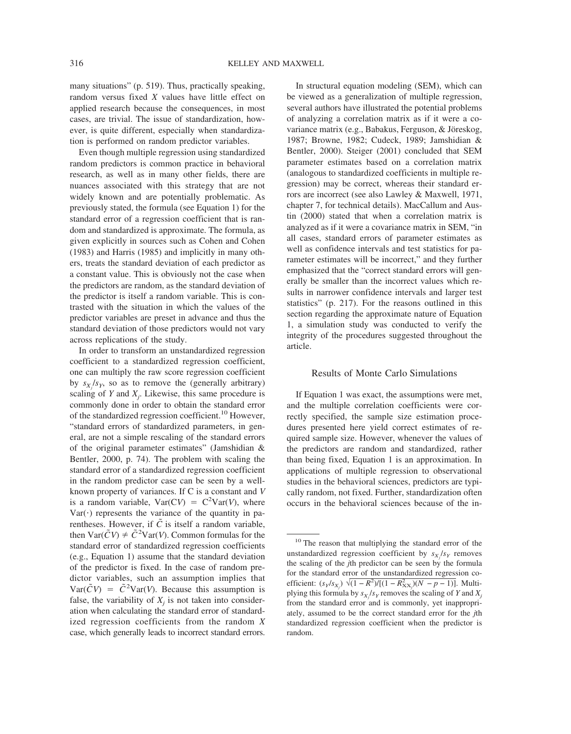many situations" (p. 519). Thus, practically speaking, random versus fixed $X$ values have little effect on applied research because the consequences, in most cases, are trivial. The issue of standardization, however, is quite different, especially when standardization is performed on random predictor variables.

Even though multiple regression using standardized random predictors is common practice in behavioral research, as well as in many other fields, there are nuances associated with this strategy that are not widely known and are potentially problematic. As previously stated, the formula (see Equation 1) for the standard error of a regression coefficient that is random and standardized is approximate. The formula, as given explicitly in sources such as Cohen and Cohen (1983) and Harris (1985) and implicitly in many others, treats the standard deviation of each predictor as a constant value. This is obviously not the case when the predictors are random, as the standard deviation of the predictor is itself a random variable. This is contrasted with the situation in which the values of the predictor variables are preset in advance and thus the standard deviation of those predictors would not vary across replications of the study.

In order to transform an unstandardized regression coefficient to a standardized regression coefficient, one can multiply the raw score regression coefficient by $s_{X_j}/s_Y$, so as to remove the (generally arbitrary) scaling of $Y$ and $X_j$. Likewise, this same procedure is commonly done in order to obtain the standard error of the standardized regression coefficient.[10] However, "standard errors of standardized parameters, in general, are not a simple rescaling of the standard errors of the original parameter estimates" (Jamshidian & Bentler, 2000, p. 74). The problem with scaling the standard error of a standardized regression coefficient in the random predictor case can be seen by a well-known property of variances. If C is a constant and $V$ is a random variable, $\text{Var}(CV) = C^2\text{Var}(V)$, where $\text{Var}(\cdot)$ represents the variance of the quantity in parentheses. However, if $\tilde{C}$ is itself a random variable, then $\text{Var}(\tilde{C}V) \neq \tilde{C}^2\text{Var}(V)$. Common formulas for the standard error of standardized regression coefficients (e.g., Equation 1) assume that the standard deviation of the predictor is fixed. In the case of random predictor variables, such an assumption implies that $\text{Var}(\tilde{C}V) = \tilde{C}^2\text{Var}(V)$. Because this assumption is false, the variability of $X_j$ is not taken into consideration when calculating the standard error of standardized regression coefficients from the random $X$ case, which generally leads to incorrect standard errors.

In structural equation modeling (SEM), which can be viewed as a generalization of multiple regression, several authors have illustrated the potential problems of analyzing a correlation matrix as if it were a covariance matrix (e.g., Babakus, Ferguson, & Jöreskog, 1987; Browne, 1982; Cudeck, 1989; Jamshidian & Bentler, 2000). Steiger (2001) concluded that SEM parameter estimates based on a correlation matrix (analogous to standardized coefficients in multiple regression) may be correct, whereas their standard errors are incorrect (see also Lawley & Maxwell, 1971, chapter 7, for technical details). MacCallum and Austin (2000) stated that when a correlation matrix is analyzed as if it were a covariance matrix in SEM, "in all cases, standard errors of parameter estimates as well as confidence intervals and test statistics for parameter estimates will be incorrect," and they further emphasized that the "correct standard errors will generally be smaller than the incorrect values which results in narrower confidence intervals and larger test statistics" (p. 217). For the reasons outlined in this section regarding the approximate nature of Equation 1, a simulation study was conducted to verify the integrity of the procedures suggested throughout the article.

## Results of Monte Carlo Simulations

If Equation 1 was exact, the assumptions were met, and the multiple correlation coefficients were correctly specified, the sample size estimation procedures presented here yield correct estimates of required sample size. However, whenever the values of the predictors are random and standardized, rather than being fixed, Equation 1 is an approximation. In applications of multiple regression to observational studies in the behavioral sciences, predictors are typically random, not fixed. Further, standardization often occurs in the behavioral sciences because of the in-

---

[10] The reason that multiplying the standard error of the unstandardized regression coefficient by $s_{X_j}/s_Y$ removes the scaling of the $j$th predictor can be seen by the formula for the standard error of the unstandardized regression coefficient: $(s_Y/s_{X_j})\sqrt{(1 - R^2)/[(1 - R^2_{XX_j})(N - p - 1)]}$. Multiplying this formula by $s_{X_j}/s_Y$ removes the scaling of $Y$ and $X_j$ from the standard error and is commonly, yet inappropriately, assumed to be the correct standard error for the $j$th standardized regression coefficient when the predictor is random.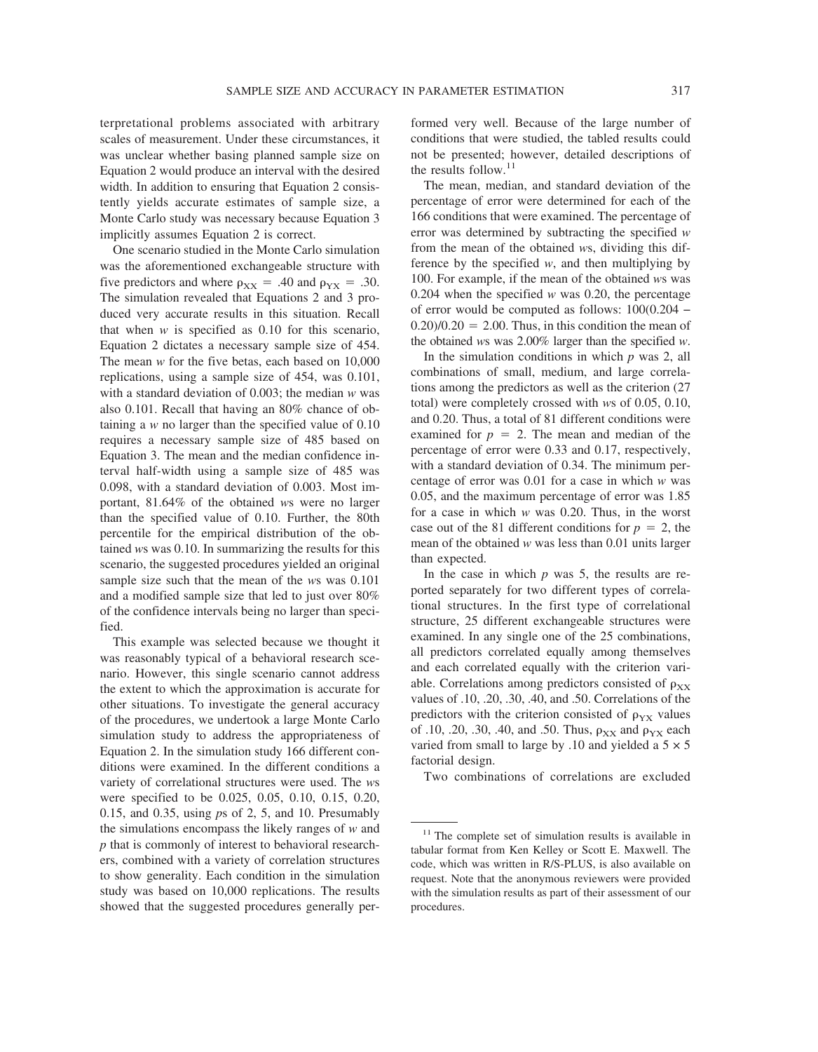terpretational problems associated with arbitrary scales of measurement. Under these circumstances, it was unclear whether basing planned sample size on Equation 2 would produce an interval with the desired width. In addition to ensuring that Equation 2 consistently yields accurate estimates of sample size, a Monte Carlo study was necessary because Equation 3 implicitly assumes Equation 2 is correct.

One scenario studied in the Monte Carlo simulation was the aforementioned exchangeable structure with five predictors and where $\rho_{XX} = .40$ and $\rho_{YX} = .30$. The simulation revealed that Equations 2 and 3 produced very accurate results in this situation. Recall that when $w$ is specified as 0.10 for this scenario, Equation 2 dictates a necessary sample size of 454. The mean $w$ for the five betas, each based on 10,000 replications, using a sample size of 454, was 0.101, with a standard deviation of 0.003; the median $w$ was also 0.101. Recall that having an 80% chance of obtaining a $w$ no larger than the specified value of 0.10 requires a necessary sample size of 485 based on Equation 3. The mean and the median confidence interval half-width using a sample size of 485 was 0.098, with a standard deviation of 0.003. Most important, 81.64% of the obtained $w$s were no larger than the specified value of 0.10. Further, the 80th percentile for the empirical distribution of the obtained $w$s was 0.10. In summarizing the results for this scenario, the suggested procedures yielded an original sample size such that the mean of the $w$s was 0.101 and a modified sample size that led to just over 80% of the confidence intervals being no larger than specified.

This example was selected because we thought it was reasonably typical of a behavioral research scenario. However, this single scenario cannot address the extent to which the approximation is accurate for other situations. To investigate the general accuracy of the procedures, we undertook a large Monte Carlo simulation study to address the appropriateness of Equation 2. In the simulation study 166 different conditions were examined. In the different conditions a variety of correlational structures were used. The $w$s were specified to be 0.025, 0.05, 0.10, 0.15, 0.20, 0.15, and 0.35, using $p$s of 2, 5, and 10. Presumably the simulations encompass the likely ranges of $w$ and $p$ that is commonly of interest to behavioral researchers, combined with a variety of correlation structures to show generality. Each condition in the simulation study was based on 10,000 replications. The results showed that the suggested procedures generally performed very well. Because of the large number of conditions that were studied, the tabled results could not be presented; however, detailed descriptions of the results follow.[11]

The mean, median, and standard deviation of the percentage of error were determined for each of the 166 conditions that were examined. The percentage of error was determined by subtracting the specified $w$ from the mean of the obtained $w$s, dividing this difference by the specified $w$, and then multiplying by 100. For example, if the mean of the obtained $w$s was 0.204 when the specified $w$ was 0.20, the percentage of error would be computed as follows: $100(0.204 - 0.20)/0.20 = 2.00$. Thus, in this condition the mean of the obtained $w$s was 2.00% larger than the specified $w$.

In the simulation conditions in which $p$ was 2, all combinations of small, medium, and large correlations among the predictors as well as the criterion (27 total) were completely crossed with $w$s of 0.05, 0.10, and 0.20. Thus, a total of 81 different conditions were examined for $p = 2$. The mean and median of the percentage of error were 0.33 and 0.17, respectively, with a standard deviation of 0.34. The minimum percentage of error was 0.01 for a case in which $w$ was 0.05, and the maximum percentage of error was 1.85 for a case in which $w$ was 0.20. Thus, in the worst case out of the 81 different conditions for $p = 2$, the mean of the obtained $w$ was less than 0.01 units larger than expected.

In the case in which $p$ was 5, the results are reported separately for two different types of correlational structures. In the first type of correlational structure, 25 different exchangeable structures were examined. In any single one of the 25 combinations, all predictors correlated equally among themselves and each correlated equally with the criterion variable. Correlations among predictors consisted of $\rho_{XX}$ values of .10, .20, .30, .40, and .50. Correlations of the predictors with the criterion consisted of $\rho_{YX}$ values of .10, .20, .30, .40, and .50. Thus, $\rho_{XX}$ and $\rho_{YX}$ each varied from small to large by .10 and yielded a $5 \times 5$ factorial design.

Two combinations of correlations are excluded

[11] The complete set of simulation results is available in tabular format from Ken Kelley or Scott E. Maxwell. The code, which was written in R/S-PLUS, is also available on request. Note that the anonymous reviewers were provided with the simulation results as part of their assessment of our procedures.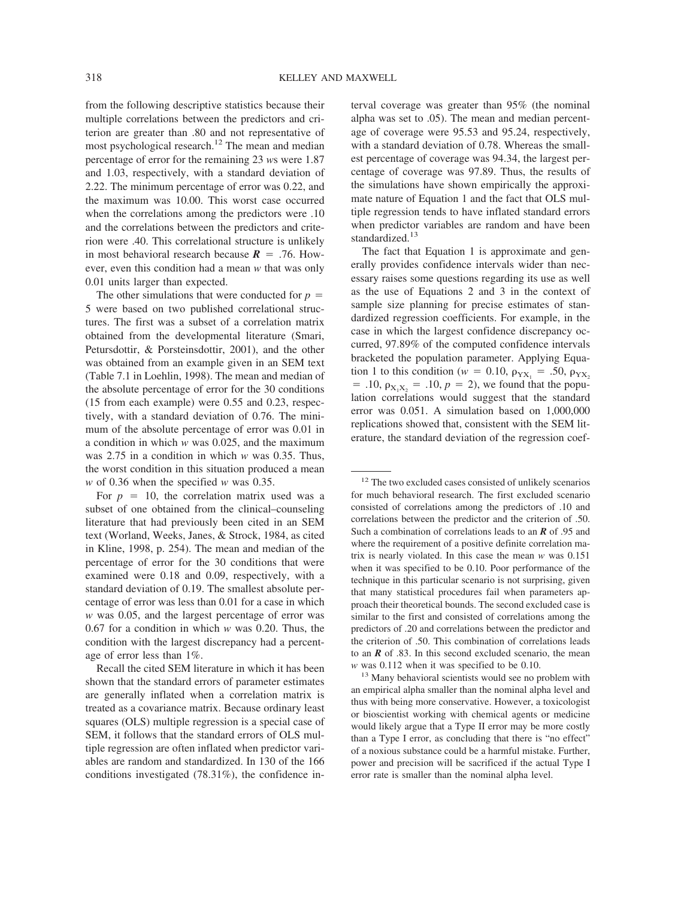from the following descriptive statistics because their multiple correlations between the predictors and criterion are greater than .80 and not representative of most psychological research.[12] The mean and median percentage of error for the remaining 23 *w*s were 1.87 and 1.03, respectively, with a standard deviation of 2.22. The minimum percentage of error was 0.22, and the maximum was 10.00. This worst case occurred when the correlations among the predictors were .10 and the correlations between the predictors and criterion were .40. This correlational structure is unlikely in most behavioral research because $\boldsymbol{R} = .76$. However, even this condition had a mean *w* that was only 0.01 units larger than expected.

The other simulations that were conducted for $p = 5$ were based on two published correlational structures. The first was a subset of a correlation matrix obtained from the developmental literature (Smari, Petursdottir, & Porsteinsdottir, 2001), and the other was obtained from an example given in an SEM text (Table 7.1 in Loehlin, 1998). The mean and median of the absolute percentage of error for the 30 conditions (15 from each example) were 0.55 and 0.23, respectively, with a standard deviation of 0.76. The minimum of the absolute percentage of error was 0.01 in a condition in which *w* was 0.025, and the maximum was 2.75 in a condition in which *w* was 0.35. Thus, the worst condition in this situation produced a mean *w* of 0.36 when the specified *w* was 0.35.

For $p = 10$, the correlation matrix used was a subset of one obtained from the clinical–counseling literature that had previously been cited in an SEM text (Worland, Weeks, Janes, & Strock, 1984, as cited in Kline, 1998, p. 254). The mean and median of the percentage of error for the 30 conditions that were examined were 0.18 and 0.09, respectively, with a standard deviation of 0.19. The smallest absolute percentage of error was less than 0.01 for a case in which *w* was 0.05, and the largest percentage of error was 0.67 for a condition in which *w* was 0.20. Thus, the condition with the largest discrepancy had a percentage of error less than 1%.

Recall the cited SEM literature in which it has been shown that the standard errors of parameter estimates are generally inflated when a correlation matrix is treated as a covariance matrix. Because ordinary least squares (OLS) multiple regression is a special case of SEM, it follows that the standard errors of OLS multiple regression are often inflated when predictor variables are random and standardized. In 130 of the 166 conditions investigated (78.31%), the confidence interval coverage was greater than 95% (the nominal alpha was set to .05). The mean and median percentage of coverage were 95.53 and 95.24, respectively, with a standard deviation of 0.78. Whereas the smallest percentage of coverage was 94.34, the largest percentage of coverage was 97.89. Thus, the results of the simulations have shown empirically the approximate nature of Equation 1 and the fact that OLS multiple regression tends to have inflated standard errors when predictor variables are random and have been standardized.[13]

The fact that Equation 1 is approximate and generally provides confidence intervals wider than necessary raises some questions regarding its use as well as the use of Equations 2 and 3 in the context of sample size planning for precise estimates of standardized regression coefficients. For example, in the case in which the largest confidence discrepancy occurred, 97.89% of the computed confidence intervals bracketed the population parameter. Applying Equation 1 to this condition ($w = 0.10$, $\rho_{YX_1} = .50$, $\rho_{YX_2} = .10$, $\rho_{X_1X_2} = .10$, $p = 2$), we found that the population correlations would suggest that the standard error was 0.051. A simulation based on 1,000,000 replications showed that, consistent with the SEM literature, the standard deviation of the regression coef-

---

[12] The two excluded cases consisted of unlikely scenarios for much behavioral research. The first excluded scenario consisted of correlations among the predictors of .10 and correlations between the predictor and the criterion of .50. Such a combination of correlations leads to an $\boldsymbol{R}$ of .95 and where the requirement of a positive definite correlation matrix is nearly violated. In this case the mean *w* was 0.151 when it was specified to be 0.10. Poor performance of the technique in this particular scenario is not surprising, given that many statistical procedures fail when parameters approach their theoretical bounds. The second excluded case is similar to the first and consisted of correlations among the predictors of .20 and correlations between the predictor and the criterion of .50. This combination of correlations leads to an $\boldsymbol{R}$ of .83. In this second excluded scenario, the mean *w* was 0.112 when it was specified to be 0.10.

[13] Many behavioral scientists would see no problem with an empirical alpha smaller than the nominal alpha level and thus with being more conservative. However, a toxicologist or bioscientist working with chemical agents or medicine would likely argue that a Type II error may be more costly than a Type I error, as concluding that there is "no effect" of a noxious substance could be a harmful mistake. Further, power and precision will be sacrificed if the actual Type I error rate is smaller than the nominal alpha level.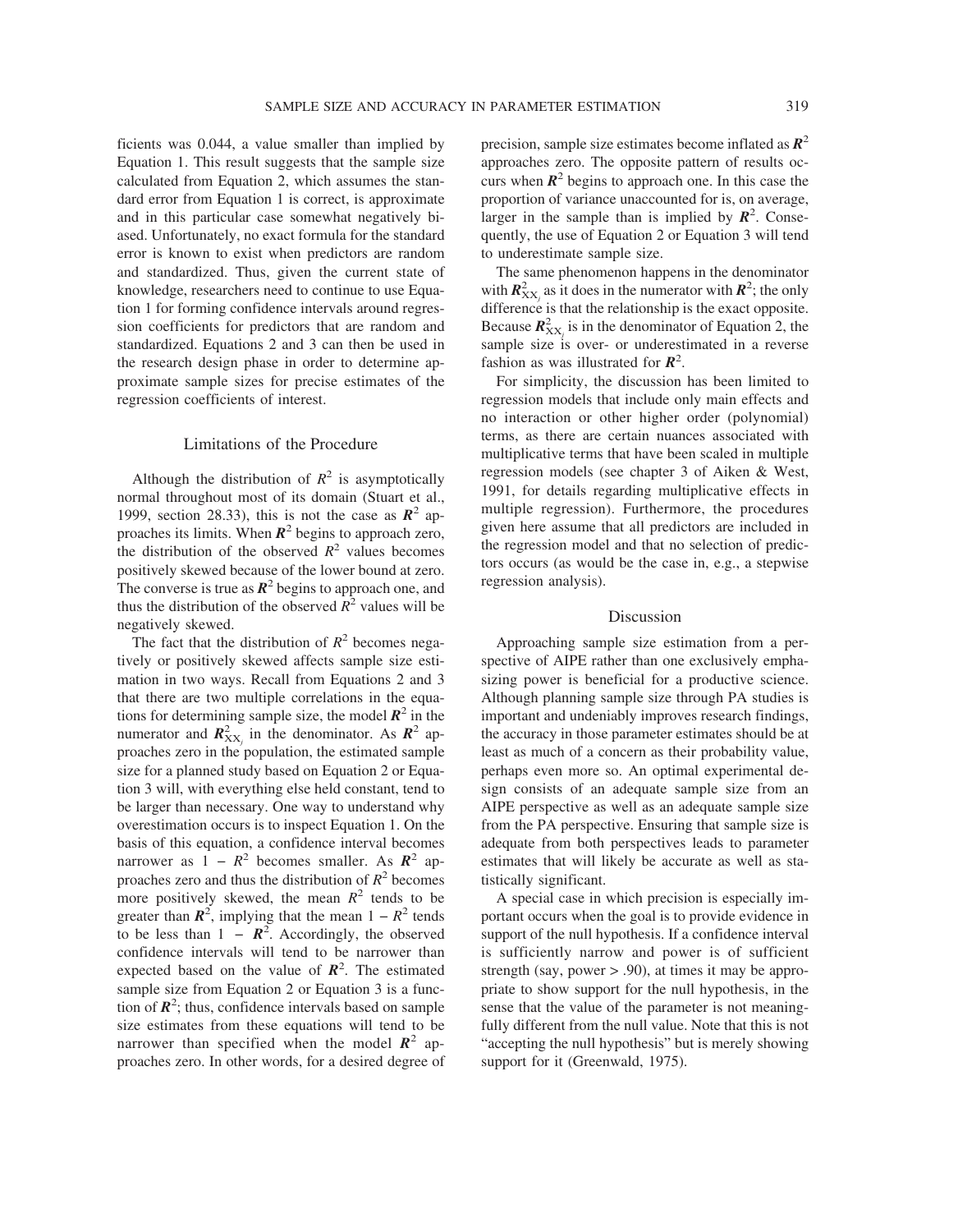ficients was 0.044, a value smaller than implied by Equation 1. This result suggests that the sample size calculated from Equation 2, which assumes the standard error from Equation 1 is correct, is approximate and in this particular case somewhat negatively biased. Unfortunately, no exact formula for the standard error is known to exist when predictors are random and standardized. Thus, given the current state of knowledge, researchers need to continue to use Equation 1 for forming confidence intervals around regression coefficients for predictors that are random and standardized. Equations 2 and 3 can then be used in the research design phase in order to determine approximate sample sizes for precise estimates of the regression coefficients of interest.

## Limitations of the Procedure

Although the distribution of $R^2$ is asymptotically normal throughout most of its domain (Stuart et al., 1999, section 28.33), this is not the case as $\boldsymbol{R}^2$ approaches its limits. When $\boldsymbol{R}^2$ begins to approach zero, the distribution of the observed $R^2$ values becomes positively skewed because of the lower bound at zero. The converse is true as $\boldsymbol{R}^2$ begins to approach one, and thus the distribution of the observed $R^2$ values will be negatively skewed.

The fact that the distribution of $R^2$ becomes negatively or positively skewed affects sample size estimation in two ways. Recall from Equations 2 and 3 that there are two multiple correlations in the equations for determining sample size, the model $\boldsymbol{R}^2$ in the numerator and $\boldsymbol{R}^2_{\mathrm{XX}_j}$ in the denominator. As $\boldsymbol{R}^2$ approaches zero in the population, the estimated sample size for a planned study based on Equation 2 or Equation 3 will, with everything else held constant, tend to be larger than necessary. One way to understand why overestimation occurs is to inspect Equation 1. On the basis of this equation, a confidence interval becomes narrower as $1 - R^2$ becomes smaller. As $\boldsymbol{R}^2$ approaches zero and thus the distribution of $R^2$ becomes more positively skewed, the mean $R^2$ tends to be greater than $\boldsymbol{R}^2$, implying that the mean $1 - R^2$ tends to be less than $1 - \boldsymbol{R}^2$. Accordingly, the observed confidence intervals will tend to be narrower than expected based on the value of $\boldsymbol{R}^2$. The estimated sample size from Equation 2 or Equation 3 is a function of $\boldsymbol{R}^2$; thus, confidence intervals based on sample size estimates from these equations will tend to be narrower than specified when the model $\boldsymbol{R}^2$ approaches zero. In other words, for a desired degree of precision, sample size estimates become inflated as $\boldsymbol{R}^2$ approaches zero. The opposite pattern of results occurs when $\boldsymbol{R}^2$ begins to approach one. In this case the proportion of variance unaccounted for is, on average, larger in the sample than is implied by $\boldsymbol{R}^2$. Consequently, the use of Equation 2 or Equation 3 will tend to underestimate sample size.

The same phenomenon happens in the denominator with $\boldsymbol{R}^2_{\mathrm{XX}_j}$ as it does in the numerator with $\boldsymbol{R}^2$; the only difference is that the relationship is the exact opposite. Because $\boldsymbol{R}^2_{\mathrm{XX}_j}$ is in the denominator of Equation 2, the sample size is over- or underestimated in a reverse fashion as was illustrated for $\boldsymbol{R}^2$.

For simplicity, the discussion has been limited to regression models that include only main effects and no interaction or other higher order (polynomial) terms, as there are certain nuances associated with multiplicative terms that have been scaled in multiple regression models (see chapter 3 of Aiken & West, 1991, for details regarding multiplicative effects in multiple regression). Furthermore, the procedures given here assume that all predictors are included in the regression model and that no selection of predictors occurs (as would be the case in, e.g., a stepwise regression analysis).

## Discussion

Approaching sample size estimation from a perspective of AIPE rather than one exclusively emphasizing power is beneficial for a productive science. Although planning sample size through PA studies is important and undeniably improves research findings, the accuracy in those parameter estimates should be at least as much of a concern as their probability value, perhaps even more so. An optimal experimental design consists of an adequate sample size from an AIPE perspective as well as an adequate sample size from the PA perspective. Ensuring that sample size is adequate from both perspectives leads to parameter estimates that will likely be accurate as well as statistically significant.

A special case in which precision is especially important occurs when the goal is to provide evidence in support of the null hypothesis. If a confidence interval is sufficiently narrow and power is of sufficient strength (say, power > .90), at times it may be appropriate to show support for the null hypothesis, in the sense that the value of the parameter is not meaningfully different from the null value. Note that this is not "accepting the null hypothesis" but is merely showing support for it (Greenwald, 1975).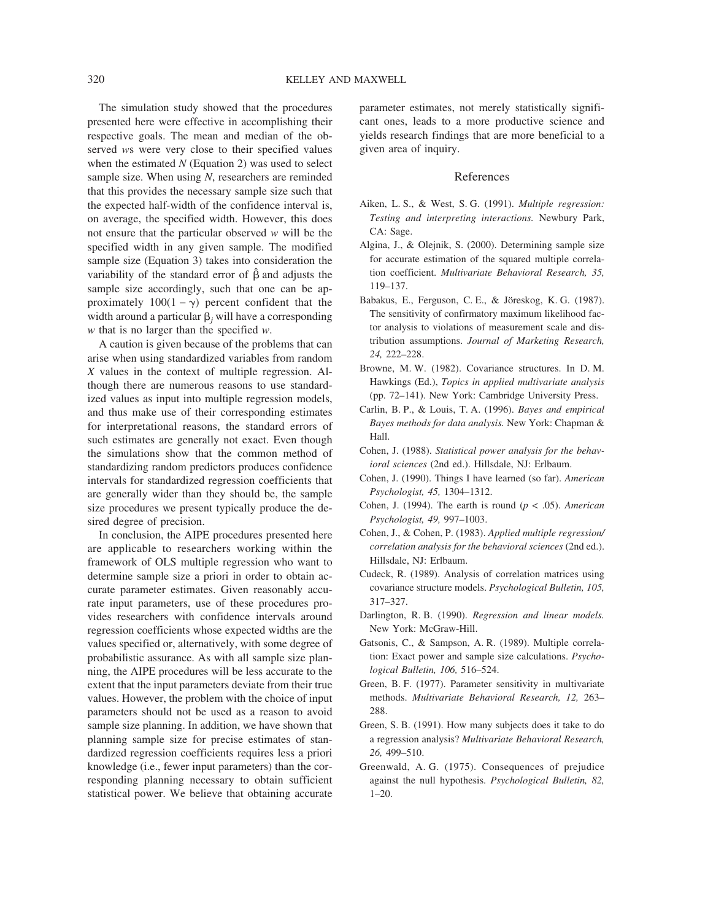The simulation study showed that the procedures presented here were effective in accomplishing their respective goals. The mean and median of the observed $w$s were very close to their specified values when the estimated $N$ (Equation 2) was used to select sample size. When using $N$, researchers are reminded that this provides the necessary sample size such that the expected half-width of the confidence interval is, on average, the specified width. However, this does not ensure that the particular observed $w$ will be the specified width in any given sample. The modified sample size (Equation 3) takes into consideration the variability of the standard error of $\hat{\beta}$ and adjusts the sample size accordingly, such that one can be approximately $100(1 - \gamma)$ percent confident that the width around a particular $\beta_j$ will have a corresponding $w$ that is no larger than the specified $w$.

A caution is given because of the problems that can arise when using standardized variables from random $X$ values in the context of multiple regression. Although there are numerous reasons to use standardized values as input into multiple regression models, and thus make use of their corresponding estimates for interpretational reasons, the standard errors of such estimates are generally not exact. Even though the simulations show that the common method of standardizing random predictors produces confidence intervals for standardized regression coefficients that are generally wider than they should be, the sample size procedures we present typically produce the desired degree of precision.

In conclusion, the AIPE procedures presented here are applicable to researchers working within the framework of OLS multiple regression who want to determine sample size a priori in order to obtain accurate parameter estimates. Given reasonably accurate input parameters, use of these procedures provides researchers with confidence intervals around regression coefficients whose expected widths are the values specified or, alternatively, with some degree of probabilistic assurance. As with all sample size planning, the AIPE procedures will be less accurate to the extent that the input parameters deviate from their true values. However, the problem with the choice of input parameters should not be used as a reason to avoid sample size planning. In addition, we have shown that planning sample size for precise estimates of standardized regression coefficients requires less a priori knowledge (i.e., fewer input parameters) than the corresponding planning necessary to obtain sufficient statistical power. We believe that obtaining accurate parameter estimates, not merely statistically significant ones, leads to a more productive science and yields research findings that are more beneficial to a given area of inquiry.

## References

Aiken, L. S., & West, S. G. (1991). *Multiple regression: Testing and interpreting interactions.* Newbury Park, CA: Sage.

Algina, J., & Olejnik, S. (2000). Determining sample size for accurate estimation of the squared multiple correlation coefficient. *Multivariate Behavioral Research, 35,* 119–137.

Babakus, E., Ferguson, C. E., & Jöreskog, K. G. (1987). The sensitivity of confirmatory maximum likelihood factor analysis to violations of measurement scale and distribution assumptions. *Journal of Marketing Research, 24,* 222–228.

Browne, M. W. (1982). Covariance structures. In D. M. Hawkings (Ed.), *Topics in applied multivariate analysis* (pp. 72–141). New York: Cambridge University Press.

Carlin, B. P., & Louis, T. A. (1996). *Bayes and empirical Bayes methods for data analysis.* New York: Chapman & Hall.

Cohen, J. (1988). *Statistical power analysis for the behavioral sciences* (2nd ed.). Hillsdale, NJ: Erlbaum.

Cohen, J. (1990). Things I have learned (so far). *American Psychologist, 45,* 1304–1312.

Cohen, J. (1994). The earth is round ($p < .05$). *American Psychologist, 49,* 997–1003.

Cohen, J., & Cohen, P. (1983). *Applied multiple regression/correlation analysis for the behavioral sciences* (2nd ed.). Hillsdale, NJ: Erlbaum.

Cudeck, R. (1989). Analysis of correlation matrices using covariance structure models. *Psychological Bulletin, 105,* 317–327.

Darlington, R. B. (1990). *Regression and linear models.* New York: McGraw-Hill.

Gatsonis, C., & Sampson, A. R. (1989). Multiple correlation: Exact power and sample size calculations. *Psychological Bulletin, 106,* 516–524.

Green, B. F. (1977). Parameter sensitivity in multivariate methods. *Multivariate Behavioral Research, 12,* 263–288.

Green, S. B. (1991). How many subjects does it take to do a regression analysis? *Multivariate Behavioral Research, 26,* 499–510.

Greenwald, A. G. (1975). Consequences of prejudice against the null hypothesis. *Psychological Bulletin, 82,* 1–20.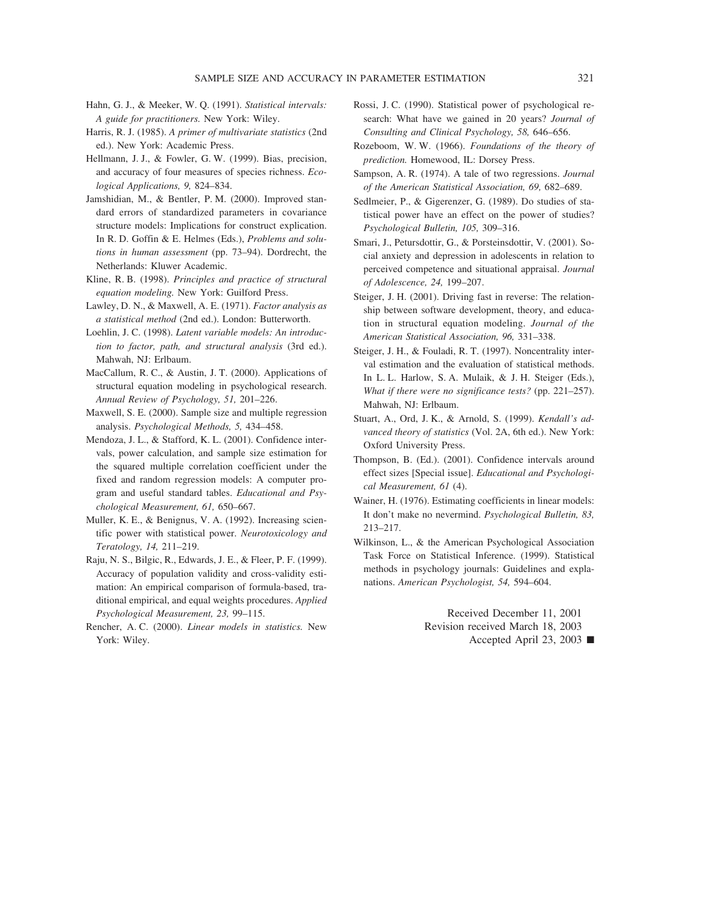Hahn, G. J., & Meeker, W. Q. (1991). *Statistical intervals: A guide for practitioners.* New York: Wiley.

Harris, R. J. (1985). *A primer of multivariate statistics* (2nd ed.). New York: Academic Press.

Hellmann, J. J., & Fowler, G. W. (1999). Bias, precision, and accuracy of four measures of species richness. *Ecological Applications, 9,* 824–834.

Jamshidian, M., & Bentler, P. M. (2000). Improved standard errors of standardized parameters in covariance structure models: Implications for construct explication. In R. D. Goffin & E. Helmes (Eds.), *Problems and solutions in human assessment* (pp. 73–94). Dordrecht, the Netherlands: Kluwer Academic.

Kline, R. B. (1998). *Principles and practice of structural equation modeling.* New York: Guilford Press.

Lawley, D. N., & Maxwell, A. E. (1971). *Factor analysis as a statistical method* (2nd ed.). London: Butterworth.

Loehlin, J. C. (1998). *Latent variable models: An introduction to factor, path, and structural analysis* (3rd ed.). Mahwah, NJ: Erlbaum.

MacCallum, R. C., & Austin, J. T. (2000). Applications of structural equation modeling in psychological research. *Annual Review of Psychology, 51,* 201–226.

Maxwell, S. E. (2000). Sample size and multiple regression analysis. *Psychological Methods, 5,* 434–458.

Mendoza, J. L., & Stafford, K. L. (2001). Confidence intervals, power calculation, and sample size estimation for the squared multiple correlation coefficient under the fixed and random regression models: A computer program and useful standard tables. *Educational and Psychological Measurement, 61,* 650–667.

Muller, K. E., & Benignus, V. A. (1992). Increasing scientific power with statistical power. *Neurotoxicology and Teratology, 14,* 211–219.

Raju, N. S., Bilgic, R., Edwards, J. E., & Fleer, P. F. (1999). Accuracy of population validity and cross-validity estimation: An empirical comparison of formula-based, traditional empirical, and equal weights procedures. *Applied Psychological Measurement, 23,* 99–115.

Rencher, A. C. (2000). *Linear models in statistics.* New York: Wiley.

Rossi, J. C. (1990). Statistical power of psychological research: What have we gained in 20 years? *Journal of Consulting and Clinical Psychology, 58,* 646–656.

Rozeboom, W. W. (1966). *Foundations of the theory of prediction.* Homewood, IL: Dorsey Press.

Sampson, A. R. (1974). A tale of two regressions. *Journal of the American Statistical Association, 69,* 682–689.

Sedlmeier, P., & Gigerenzer, G. (1989). Do studies of statistical power have an effect on the power of studies? *Psychological Bulletin, 105,* 309–316.

Smari, J., Petursdottir, G., & Porsteinsdottir, V. (2001). Social anxiety and depression in adolescents in relation to perceived competence and situational appraisal. *Journal of Adolescence, 24,* 199–207.

Steiger, J. H. (2001). Driving fast in reverse: The relationship between software development, theory, and education in structural equation modeling. *Journal of the American Statistical Association, 96,* 331–338.

Steiger, J. H., & Fouladi, R. T. (1997). Noncentrality interval estimation and the evaluation of statistical methods. In L. L. Harlow, S. A. Mulaik, & J. H. Steiger (Eds.), *What if there were no significance tests?* (pp. 221–257). Mahwah, NJ: Erlbaum.

Stuart, A., Ord, J. K., & Arnold, S. (1999). *Kendall's advanced theory of statistics* (Vol. 2A, 6th ed.). New York: Oxford University Press.

Thompson, B. (Ed.). (2001). Confidence intervals around effect sizes [Special issue]. *Educational and Psychological Measurement, 61* (4).

Wainer, H. (1976). Estimating coefficients in linear models: It don't make no nevermind. *Psychological Bulletin, 83,* 213–217.

Wilkinson, L., & the American Psychological Association Task Force on Statistical Inference. (1999). Statistical methods in psychology journals: Guidelines and explanations. *American Psychologist, 54,* 594–604.

Received December 11, 2001
Revision received March 18, 2003
Accepted April 23, 2003 ■